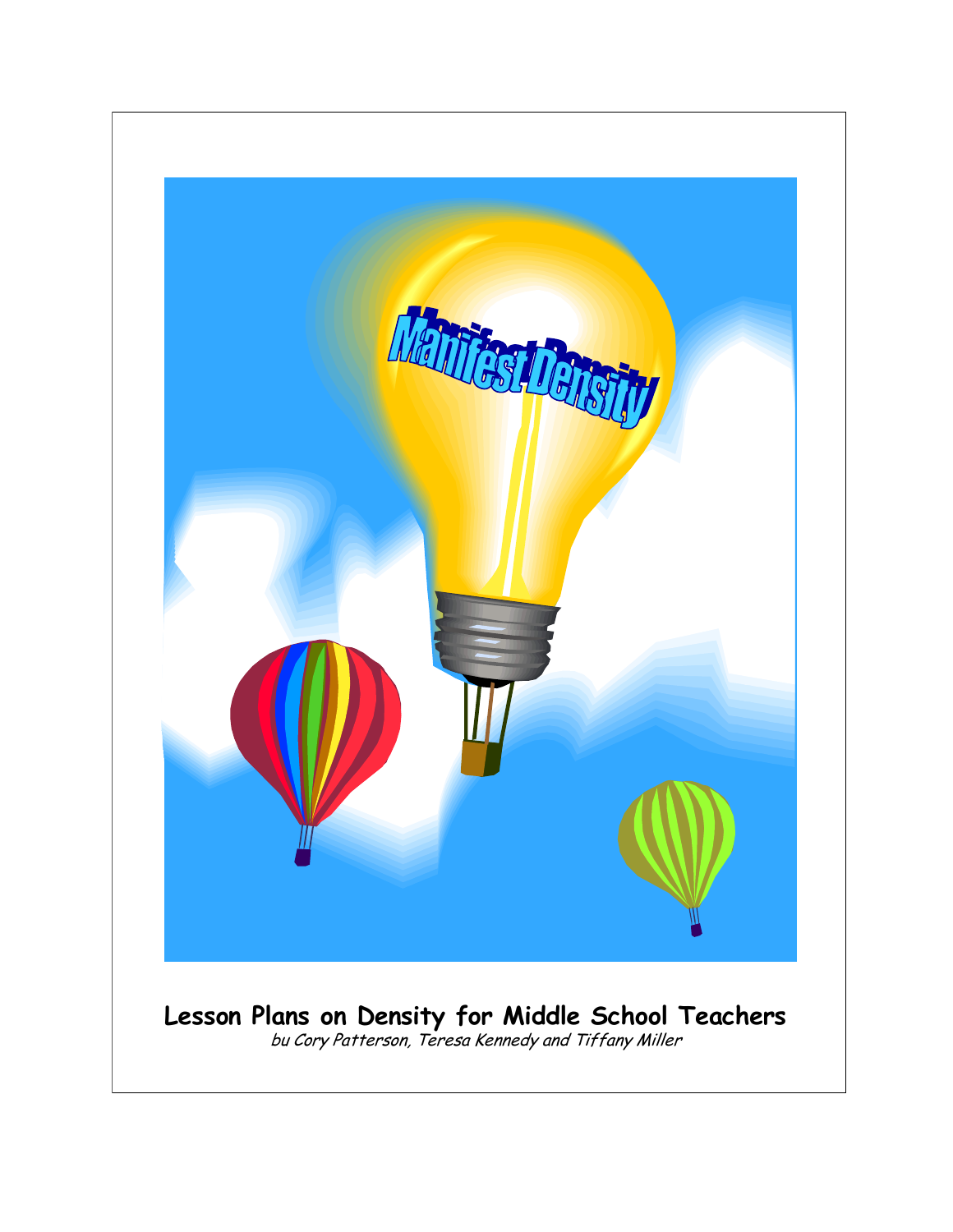# Manifest Density

## Lesson Plans on Density for Middle School Teachers

*bu Cory Patterson, Teresa Kennedy and Tiffany Miller*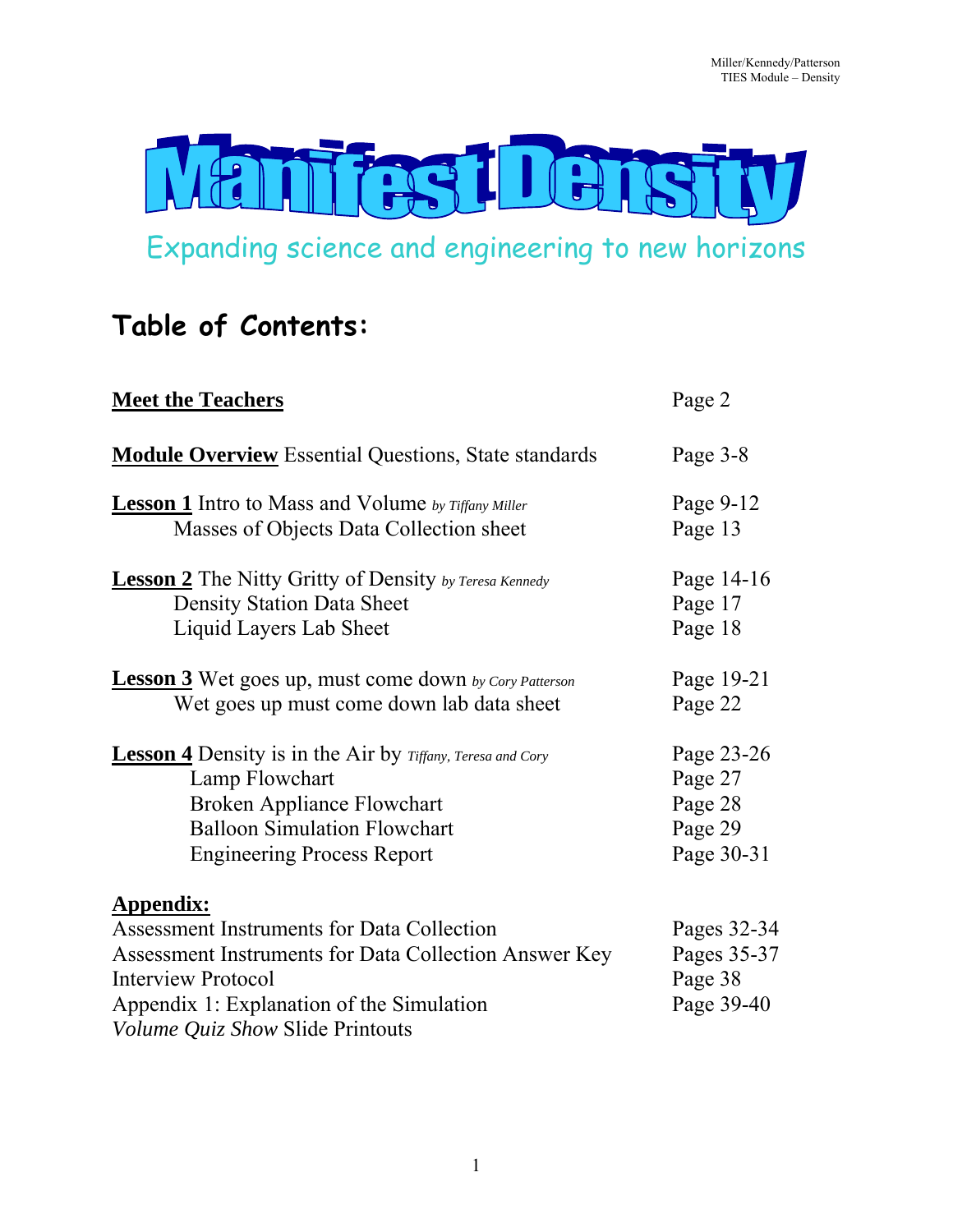# Manifest Density

Expanding science and engineering to new horizons

## Table of Contents:

| | |
|---|---|
| **Meet the Teachers** | Page 2 |
| **Module Overview** Essential Questions, State standards | Page 3-8 |
| **Lesson 1** Intro to Mass and Volume *by Tiffany Miller* | Page 9-12 |
| Masses of Objects Data Collection sheet | Page 13 |
| **Lesson 2** The Nitty Gritty of Density *by Teresa Kennedy* | Page 14-16 |
| Density Station Data Sheet | Page 17 |
| Liquid Layers Lab Sheet | Page 18 |
| **Lesson 3** Wet goes up, must come down *by Cory Patterson* | Page 19-21 |
| Wet goes up must come down lab data sheet | Page 22 |
| **Lesson 4** Density is in the Air by *Tiffany, Teresa and Cory* | Page 23-26 |
| Lamp Flowchart | Page 27 |
| Broken Appliance Flowchart | Page 28 |
| Balloon Simulation Flowchart | Page 29 |
| Engineering Process Report | Page 30-31 |

**Appendix:**

| | |
|---|---|
| Assessment Instruments for Data Collection | Pages 32-34 |
| Assessment Instruments for Data Collection Answer Key | Pages 35-37 |
| Interview Protocol | Page 38 |
| Appendix 1: Explanation of the Simulation | Page 39-40 |
| *Volume Quiz Show* Slide Printouts | |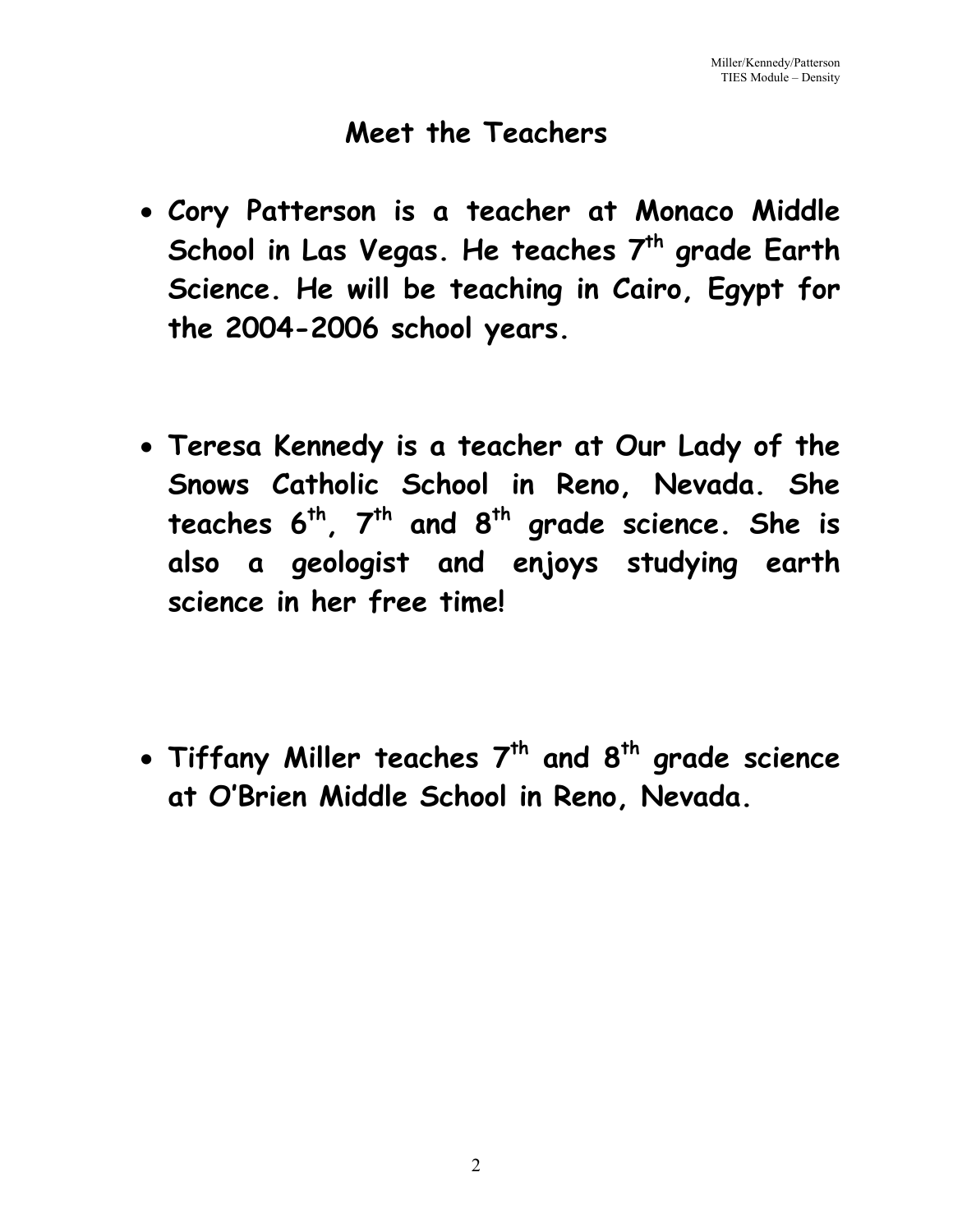# Meet the Teachers

- **Cory Patterson is a teacher at Monaco Middle School in Las Vegas. He teaches 7th grade Earth Science. He will be teaching in Cairo, Egypt for the 2004-2006 school years.**

- **Teresa Kennedy is a teacher at Our Lady of the Snows Catholic School in Reno, Nevada. She teaches 6th, 7th and 8th grade science. She is also a geologist and enjoys studying earth science in her free time!**

- **Tiffany Miller teaches 7th and 8th grade science at O'Brien Middle School in Reno, Nevada.**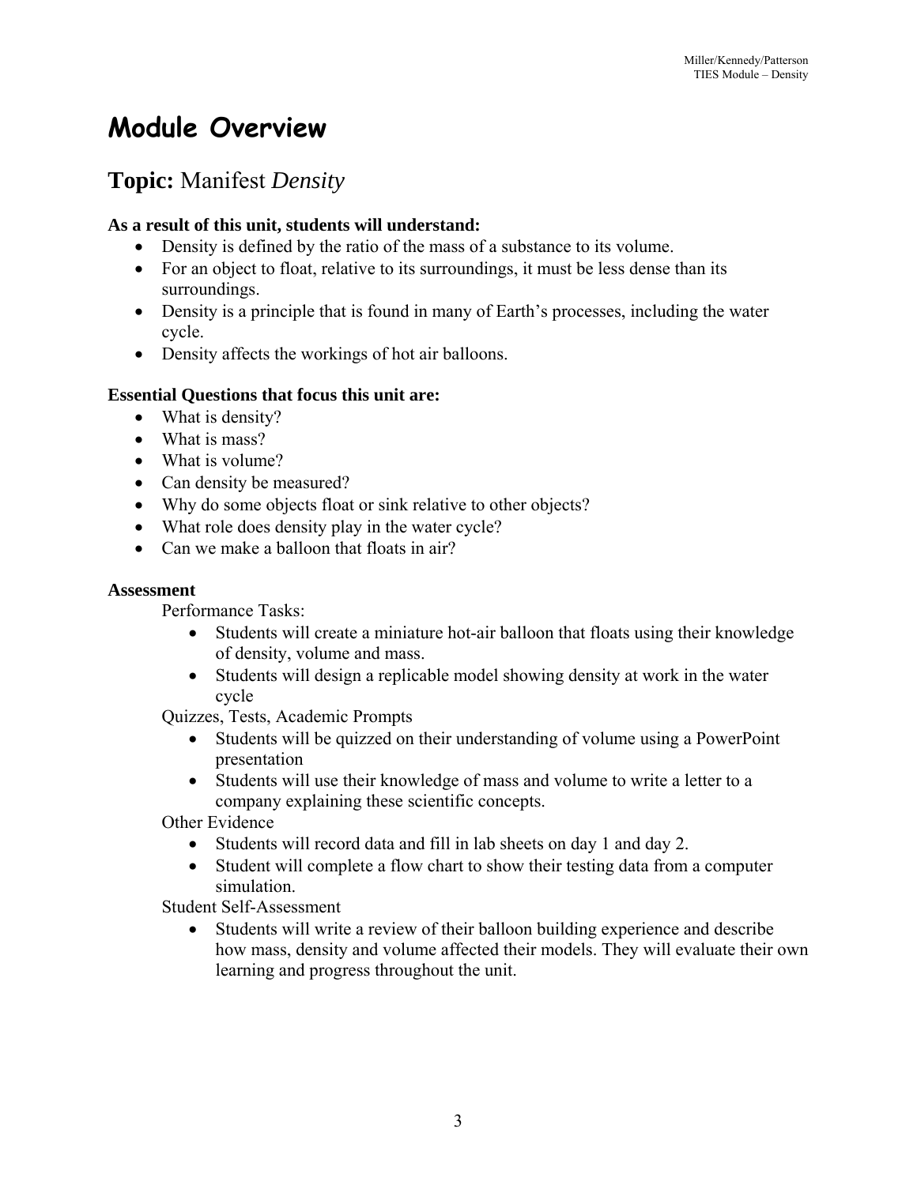# Module Overview

## **Topic:** Manifest *Density*

**As a result of this unit, students will understand:**

- Density is defined by the ratio of the mass of a substance to its volume.
- For an object to float, relative to its surroundings, it must be less dense than its surroundings.
- Density is a principle that is found in many of Earth's processes, including the water cycle.
- Density affects the workings of hot air balloons.

**Essential Questions that focus this unit are:**

- What is density?
- What is mass?
- What is volume?
- Can density be measured?
- Why do some objects float or sink relative to other objects?
- What role does density play in the water cycle?
- Can we make a balloon that floats in air?

**Assessment**

Performance Tasks:

- Students will create a miniature hot-air balloon that floats using their knowledge of density, volume and mass.
- Students will design a replicable model showing density at work in the water cycle

Quizzes, Tests, Academic Prompts

- Students will be quizzed on their understanding of volume using a PowerPoint presentation
- Students will use their knowledge of mass and volume to write a letter to a company explaining these scientific concepts.

Other Evidence

- Students will record data and fill in lab sheets on day 1 and day 2.
- Student will complete a flow chart to show their testing data from a computer simulation.

Student Self-Assessment

- Students will write a review of their balloon building experience and describe how mass, density and volume affected their models. They will evaluate their own learning and progress throughout the unit.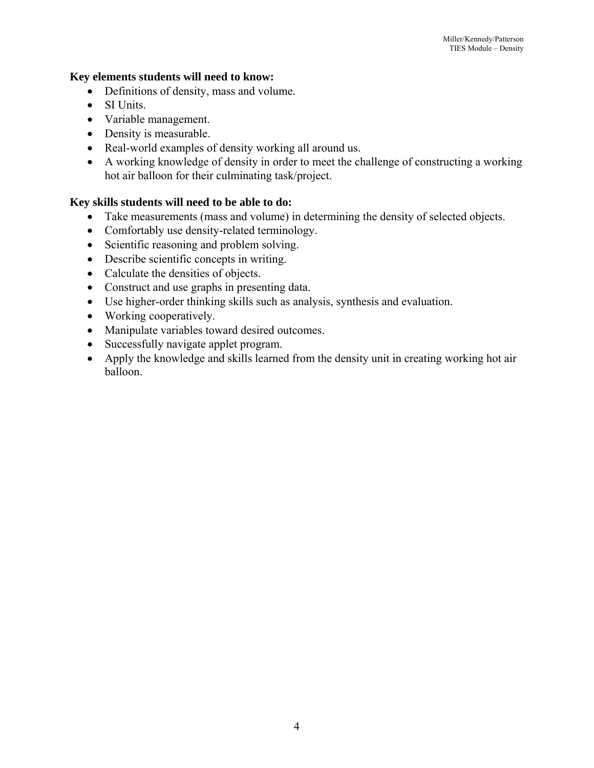**Key elements students will need to know:**

- Definitions of density, mass and volume.
- SI Units.
- Variable management.
- Density is measurable.
- Real-world examples of density working all around us.
- A working knowledge of density in order to meet the challenge of constructing a working hot air balloon for their culminating task/project.

**Key skills students will need to be able to do:**

- Take measurements (mass and volume) in determining the density of selected objects.
- Comfortably use density-related terminology.
- Scientific reasoning and problem solving.
- Describe scientific concepts in writing.
- Calculate the densities of objects.
- Construct and use graphs in presenting data.
- Use higher-order thinking skills such as analysis, synthesis and evaluation.
- Working cooperatively.
- Manipulate variables toward desired outcomes.
- Successfully navigate applet program.
- Apply the knowledge and skills learned from the density unit in creating working hot air balloon.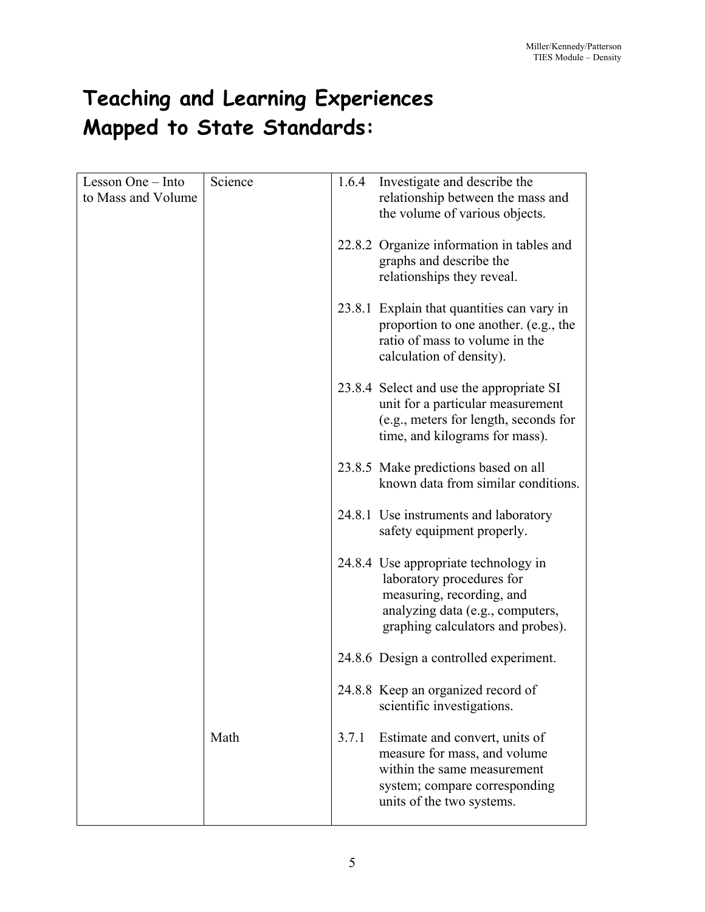# Teaching and Learning Experiences Mapped to State Standards:

| | | |
|---|---|---|
| Lesson One – Into to Mass and Volume | Science | 1.6.4 Investigate and describe the relationship between the mass and the volume of various objects.<br><br>22.8.2 Organize information in tables and graphs and describe the relationships they reveal.<br><br>23.8.1 Explain that quantities can vary in proportion to one another. (e.g., the ratio of mass to volume in the calculation of density).<br><br>23.8.4 Select and use the appropriate SI unit for a particular measurement (e.g., meters for length, seconds for time, and kilograms for mass).<br><br>23.8.5 Make predictions based on all known data from similar conditions.<br><br>24.8.1 Use instruments and laboratory safety equipment properly.<br><br>24.8.4 Use appropriate technology in laboratory procedures for measuring, recording, and analyzing data (e.g., computers, graphing calculators and probes).<br><br>24.8.6 Design a controlled experiment.<br><br>24.8.8 Keep an organized record of scientific investigations. |
| | Math | 3.7.1 Estimate and convert, units of measure for mass, and volume within the same measurement system; compare corresponding units of the two systems. |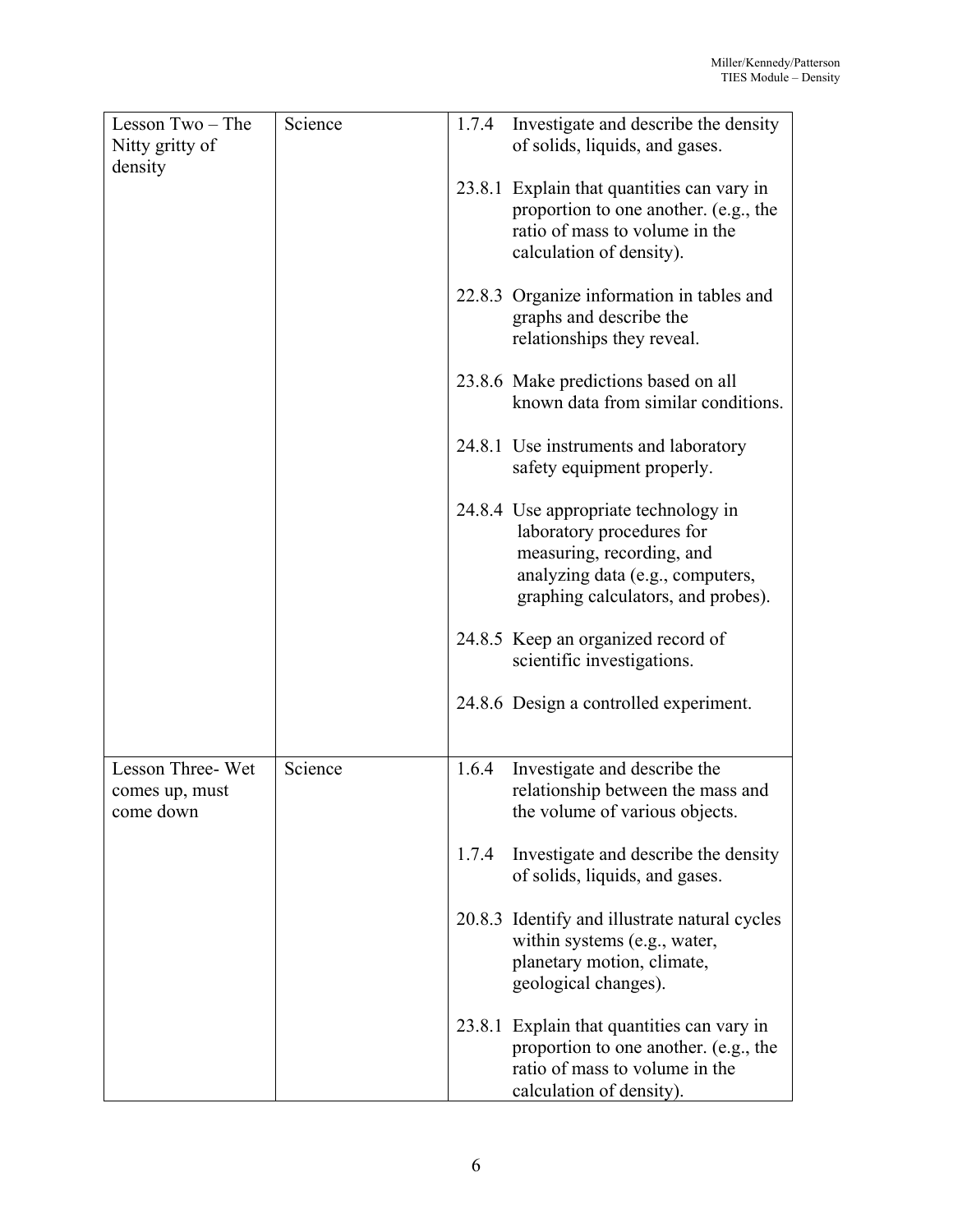| | | |
|---|---|---|
| Lesson Two – The Nitty gritty of density | Science | 1.7.4 Investigate and describe the density of solids, liquids, and gases.<br><br>23.8.1 Explain that quantities can vary in proportion to one another. (e.g., the ratio of mass to volume in the calculation of density).<br><br>22.8.3 Organize information in tables and graphs and describe the relationships they reveal.<br><br>23.8.6 Make predictions based on all known data from similar conditions.<br><br>24.8.1 Use instruments and laboratory safety equipment properly.<br><br>24.8.4 Use appropriate technology in laboratory procedures for measuring, recording, and analyzing data (e.g., computers, graphing calculators, and probes).<br><br>24.8.5 Keep an organized record of scientific investigations.<br><br>24.8.6 Design a controlled experiment. |
| Lesson Three- Wet comes up, must come down | Science | 1.6.4 Investigate and describe the relationship between the mass and the volume of various objects.<br><br>1.7.4 Investigate and describe the density of solids, liquids, and gases.<br><br>20.8.3 Identify and illustrate natural cycles within systems (e.g., water, planetary motion, climate, geological changes).<br><br>23.8.1 Explain that quantities can vary in proportion to one another. (e.g., the ratio of mass to volume in the calculation of density). |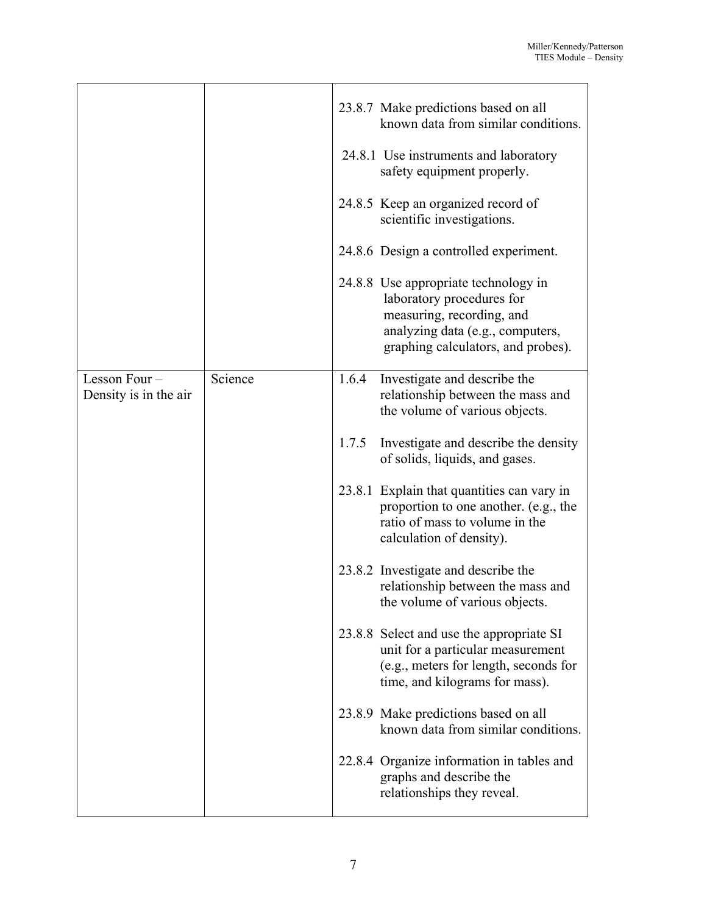| | | |
|---|---|---|
| | | 23.8.7 Make predictions based on all known data from similar conditions.<br><br>24.8.1 Use instruments and laboratory safety equipment properly.<br><br>24.8.5 Keep an organized record of scientific investigations.<br><br>24.8.6 Design a controlled experiment.<br><br>24.8.8 Use appropriate technology in laboratory procedures for measuring, recording, and analyzing data (e.g., computers, graphing calculators, and probes). |
| Lesson Four – Density is in the air | Science | 1.6.4 Investigate and describe the relationship between the mass and the volume of various objects.<br><br>1.7.5 Investigate and describe the density of solids, liquids, and gases.<br><br>23.8.1 Explain that quantities can vary in proportion to one another. (e.g., the ratio of mass to volume in the calculation of density).<br><br>23.8.2 Investigate and describe the relationship between the mass and the volume of various objects.<br><br>23.8.8 Select and use the appropriate SI unit for a particular measurement (e.g., meters for length, seconds for time, and kilograms for mass).<br><br>23.8.9 Make predictions based on all known data from similar conditions.<br><br>22.8.4 Organize information in tables and graphs and describe the relationships they reveal. |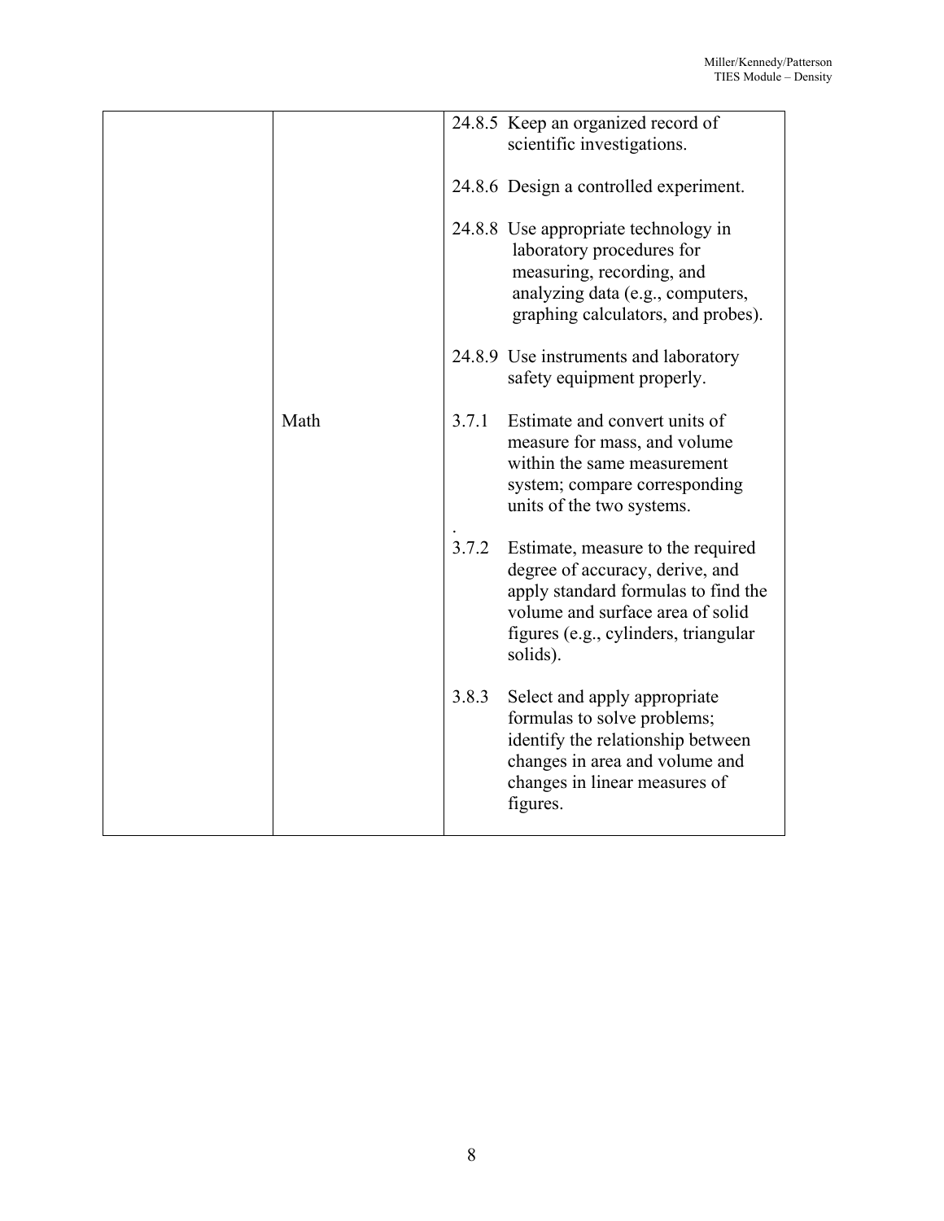|  |  |  |
|---|---|---|
|  |  | 24.8.5 Keep an organized record of scientific investigations.<br><br>24.8.6 Design a controlled experiment.<br><br>24.8.8 Use appropriate technology in laboratory procedures for measuring, recording, and analyzing data (e.g., computers, graphing calculators, and probes).<br><br>24.8.9 Use instruments and laboratory safety equipment properly. |
|  | Math | 3.7.1 Estimate and convert units of measure for mass, and volume within the same measurement system; compare corresponding units of the two systems.<br>.<br>3.7.2 Estimate, measure to the required degree of accuracy, derive, and apply standard formulas to find the volume and surface area of solid figures (e.g., cylinders, triangular solids).<br><br>3.8.3 Select and apply appropriate formulas to solve problems; identify the relationship between changes in area and volume and changes in linear measures of figures. |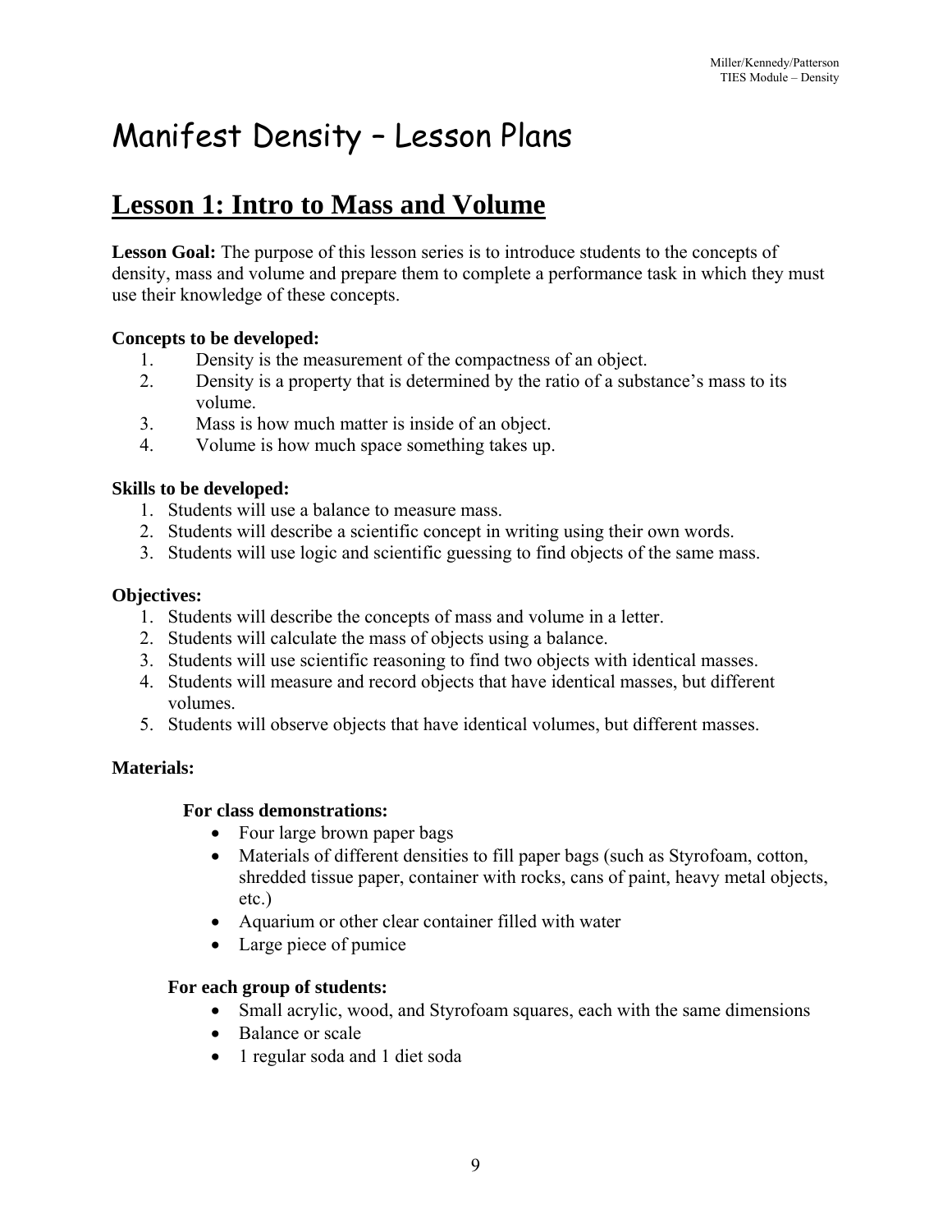# Manifest Density – Lesson Plans

## Lesson 1: Intro to Mass and Volume

**Lesson Goal:** The purpose of this lesson series is to introduce students to the concepts of density, mass and volume and prepare them to complete a performance task in which they must use their knowledge of these concepts.

**Concepts to be developed:**

1. Density is the measurement of the compactness of an object.
2. Density is a property that is determined by the ratio of a substance's mass to its volume.
3. Mass is how much matter is inside of an object.
4. Volume is how much space something takes up.

**Skills to be developed:**

1. Students will use a balance to measure mass.
2. Students will describe a scientific concept in writing using their own words.
3. Students will use logic and scientific guessing to find objects of the same mass.

**Objectives:**

1. Students will describe the concepts of mass and volume in a letter.
2. Students will calculate the mass of objects using a balance.
3. Students will use scientific reasoning to find two objects with identical masses.
4. Students will measure and record objects that have identical masses, but different volumes.
5. Students will observe objects that have identical volumes, but different masses.

**Materials:**

**For class demonstrations:**

- Four large brown paper bags
- Materials of different densities to fill paper bags (such as Styrofoam, cotton, shredded tissue paper, container with rocks, cans of paint, heavy metal objects, etc.)
- Aquarium or other clear container filled with water
- Large piece of pumice

**For each group of students:**

- Small acrylic, wood, and Styrofoam squares, each with the same dimensions
- Balance or scale
- 1 regular soda and 1 diet soda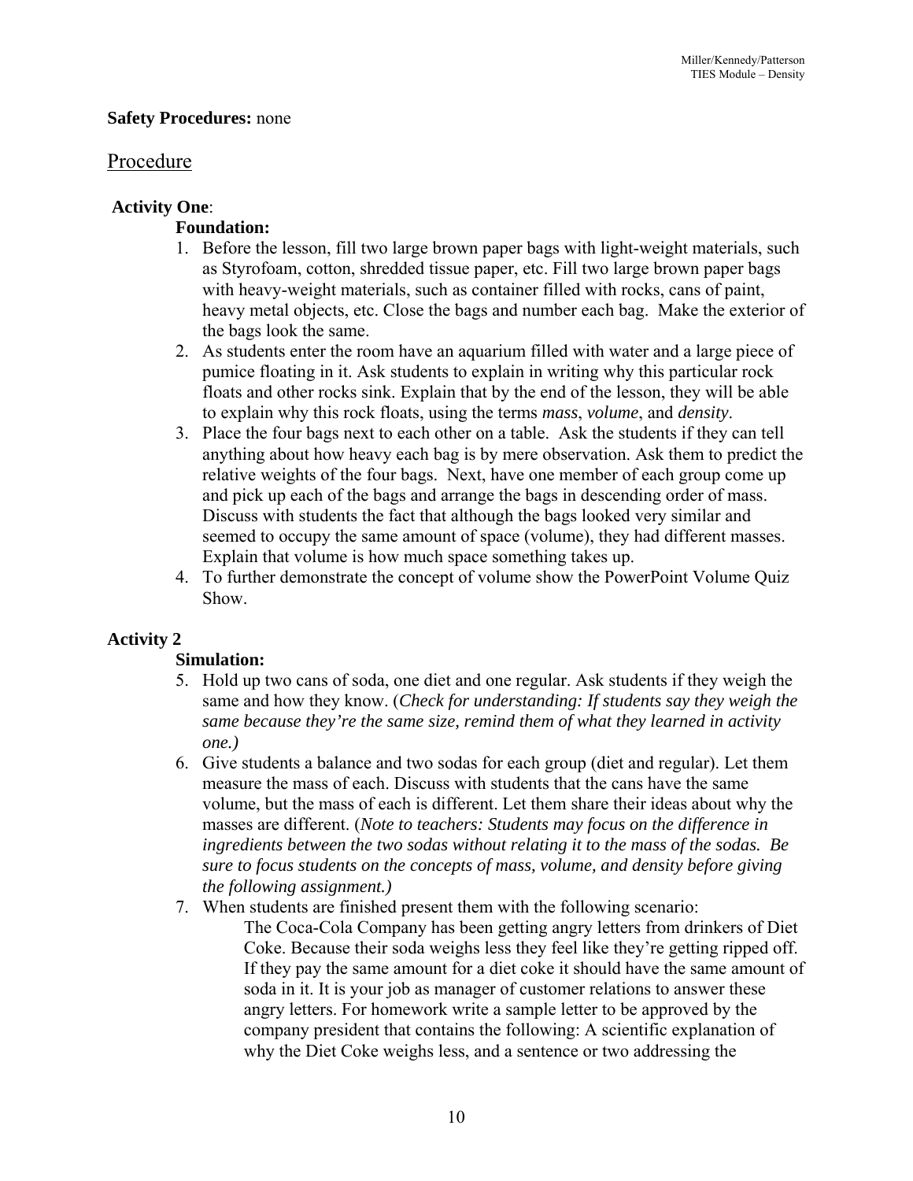**Safety Procedures:** none

## Procedure

**Activity One**:

**Foundation:**

1. Before the lesson, fill two large brown paper bags with light-weight materials, such as Styrofoam, cotton, shredded tissue paper, etc. Fill two large brown paper bags with heavy-weight materials, such as container filled with rocks, cans of paint, heavy metal objects, etc. Close the bags and number each bag. Make the exterior of the bags look the same.
2. As students enter the room have an aquarium filled with water and a large piece of pumice floating in it. Ask students to explain in writing why this particular rock floats and other rocks sink. Explain that by the end of the lesson, they will be able to explain why this rock floats, using the terms *mass*, *volume*, and *density*.
3. Place the four bags next to each other on a table. Ask the students if they can tell anything about how heavy each bag is by mere observation. Ask them to predict the relative weights of the four bags. Next, have one member of each group come up and pick up each of the bags and arrange the bags in descending order of mass. Discuss with students the fact that although the bags looked very similar and seemed to occupy the same amount of space (volume), they had different masses. Explain that volume is how much space something takes up.
4. To further demonstrate the concept of volume show the PowerPoint Volume Quiz Show.

**Activity 2**

**Simulation:**

5. Hold up two cans of soda, one diet and one regular. Ask students if they weigh the same and how they know. (*Check for understanding: If students say they weigh the same because they're the same size, remind them of what they learned in activity one.)*
6. Give students a balance and two sodas for each group (diet and regular). Let them measure the mass of each. Discuss with students that the cans have the same volume, but the mass of each is different. Let them share their ideas about why the masses are different. (*Note to teachers: Students may focus on the difference in ingredients between the two sodas without relating it to the mass of the sodas. Be sure to focus students on the concepts of mass, volume, and density before giving the following assignment.)*
7. When students are finished present them with the following scenario:

   The Coca-Cola Company has been getting angry letters from drinkers of Diet Coke. Because their soda weighs less they feel like they're getting ripped off. If they pay the same amount for a diet coke it should have the same amount of soda in it. It is your job as manager of customer relations to answer these angry letters. For homework write a sample letter to be approved by the company president that contains the following: A scientific explanation of why the Diet Coke weighs less, and a sentence or two addressing the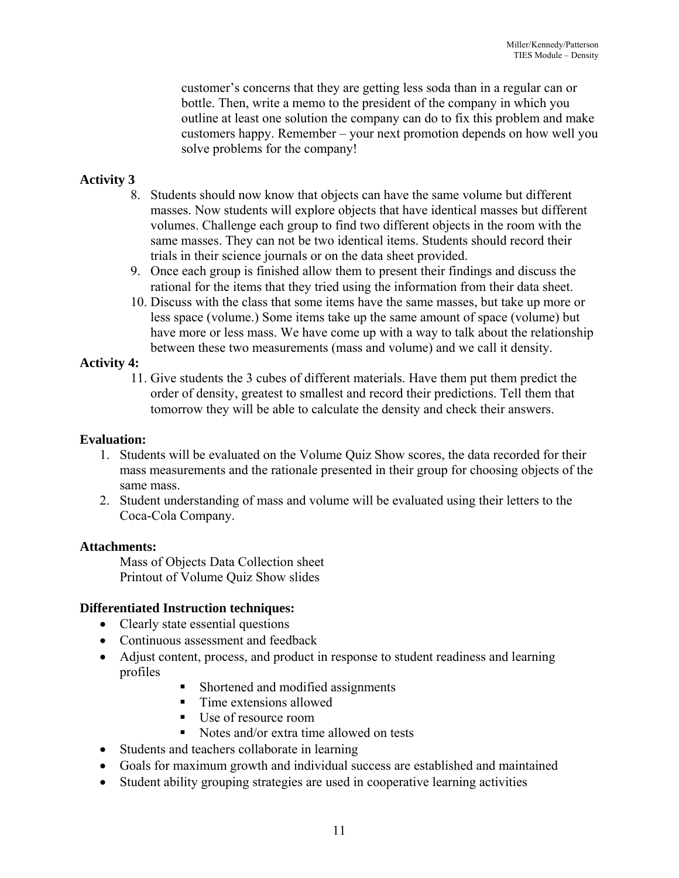customer's concerns that they are getting less soda than in a regular can or bottle. Then, write a memo to the president of the company in which you outline at least one solution the company can do to fix this problem and make customers happy. Remember – your next promotion depends on how well you solve problems for the company!

**Activity 3**

8. Students should now know that objects can have the same volume but different masses. Now students will explore objects that have identical masses but different volumes. Challenge each group to find two different objects in the room with the same masses. They can not be two identical items. Students should record their trials in their science journals or on the data sheet provided.
9. Once each group is finished allow them to present their findings and discuss the rational for the items that they tried using the information from their data sheet.
10. Discuss with the class that some items have the same masses, but take up more or less space (volume.) Some items take up the same amount of space (volume) but have more or less mass. We have come up with a way to talk about the relationship between these two measurements (mass and volume) and we call it density.

**Activity 4:**

11. Give students the 3 cubes of different materials. Have them put them predict the order of density, greatest to smallest and record their predictions. Tell them that tomorrow they will be able to calculate the density and check their answers.

**Evaluation:**

1. Students will be evaluated on the Volume Quiz Show scores, the data recorded for their mass measurements and the rationale presented in their group for choosing objects of the same mass.
2. Student understanding of mass and volume will be evaluated using their letters to the Coca-Cola Company.

**Attachments:**

Mass of Objects Data Collection sheet
Printout of Volume Quiz Show slides

**Differentiated Instruction techniques:**

- Clearly state essential questions
- Continuous assessment and feedback
- Adjust content, process, and product in response to student readiness and learning profiles
  - Shortened and modified assignments
  - Time extensions allowed
  - Use of resource room
  - Notes and/or extra time allowed on tests
- Students and teachers collaborate in learning
- Goals for maximum growth and individual success are established and maintained
- Student ability grouping strategies are used in cooperative learning activities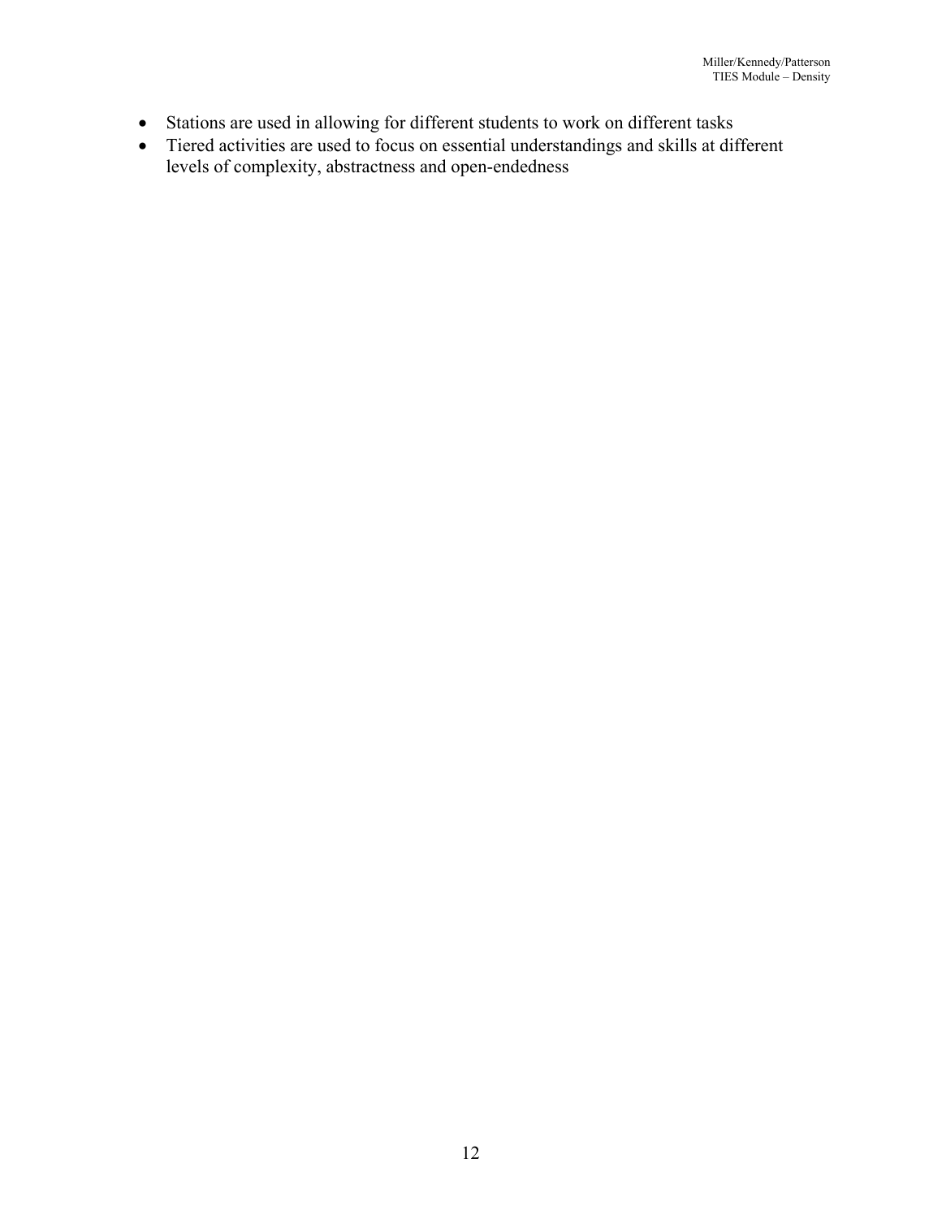- Stations are used in allowing for different students to work on different tasks
- Tiered activities are used to focus on essential understandings and skills at different levels of complexity, abstractness and open-endedness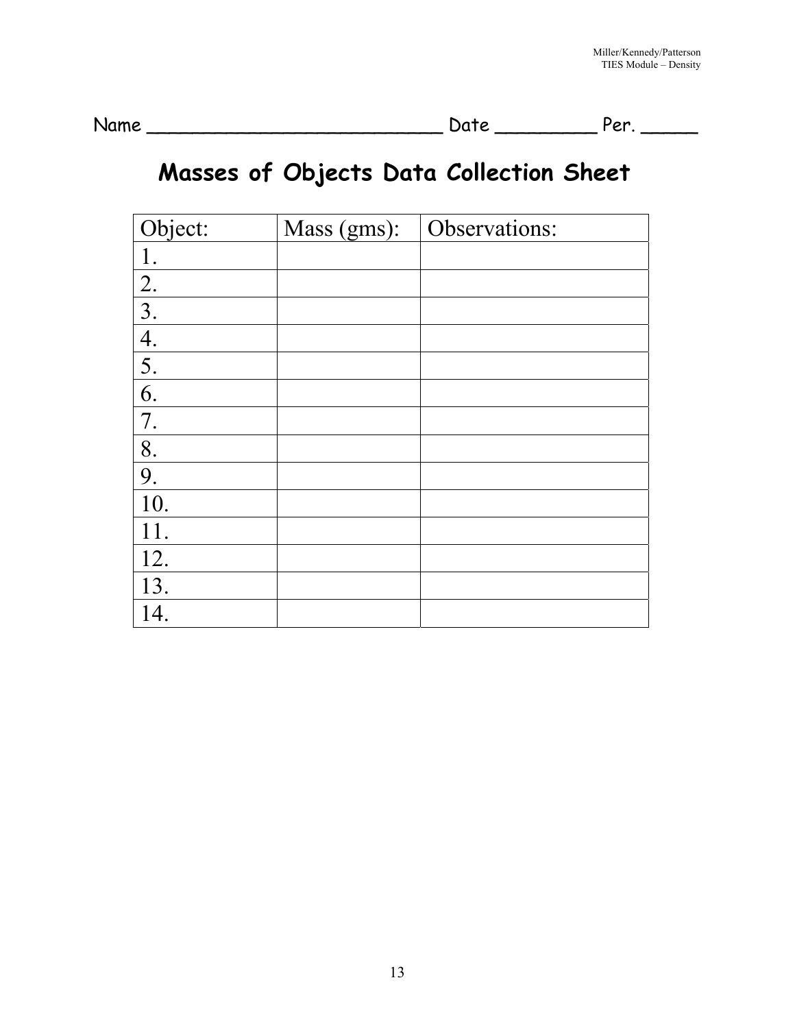Name ___________________________ Date _________ Per. _____

# Masses of Objects Data Collection Sheet

| Object: | Mass (gms): | Observations: |
| --- | --- | --- |
| 1. | | |
| 2. | | |
| 3. | | |
| 4. | | |
| 5. | | |
| 6. | | |
| 7. | | |
| 8. | | |
| 9. | | |
| 10. | | |
| 11. | | |
| 12. | | |
| 13. | | |
| 14. | | |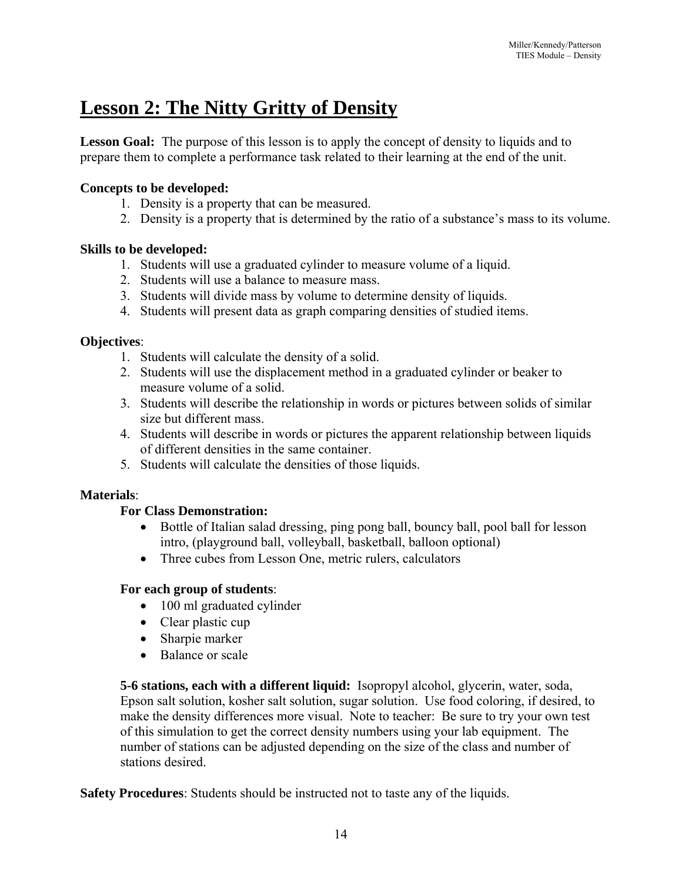# Lesson 2: The Nitty Gritty of Density

**Lesson Goal:** The purpose of this lesson is to apply the concept of density to liquids and to prepare them to complete a performance task related to their learning at the end of the unit.

**Concepts to be developed:**

1. Density is a property that can be measured.
2. Density is a property that is determined by the ratio of a substance's mass to its volume.

**Skills to be developed:**

1. Students will use a graduated cylinder to measure volume of a liquid.
2. Students will use a balance to measure mass.
3. Students will divide mass by volume to determine density of liquids.
4. Students will present data as graph comparing densities of studied items.

**Objectives**:

1. Students will calculate the density of a solid.
2. Students will use the displacement method in a graduated cylinder or beaker to measure volume of a solid.
3. Students will describe the relationship in words or pictures between solids of similar size but different mass.
4. Students will describe in words or pictures the apparent relationship between liquids of different densities in the same container.
5. Students will calculate the densities of those liquids.

**Materials**:

**For Class Demonstration:**

- Bottle of Italian salad dressing, ping pong ball, bouncy ball, pool ball for lesson intro, (playground ball, volleyball, basketball, balloon optional)
- Three cubes from Lesson One, metric rulers, calculators

**For each group of students**:

- 100 ml graduated cylinder
- Clear plastic cup
- Sharpie marker
- Balance or scale

**5-6 stations, each with a different liquid:** Isopropyl alcohol, glycerin, water, soda, Epson salt solution, kosher salt solution, sugar solution. Use food coloring, if desired, to make the density differences more visual. Note to teacher: Be sure to try your own test of this simulation to get the correct density numbers using your lab equipment. The number of stations can be adjusted depending on the size of the class and number of stations desired.

**Safety Procedures**: Students should be instructed not to taste any of the liquids.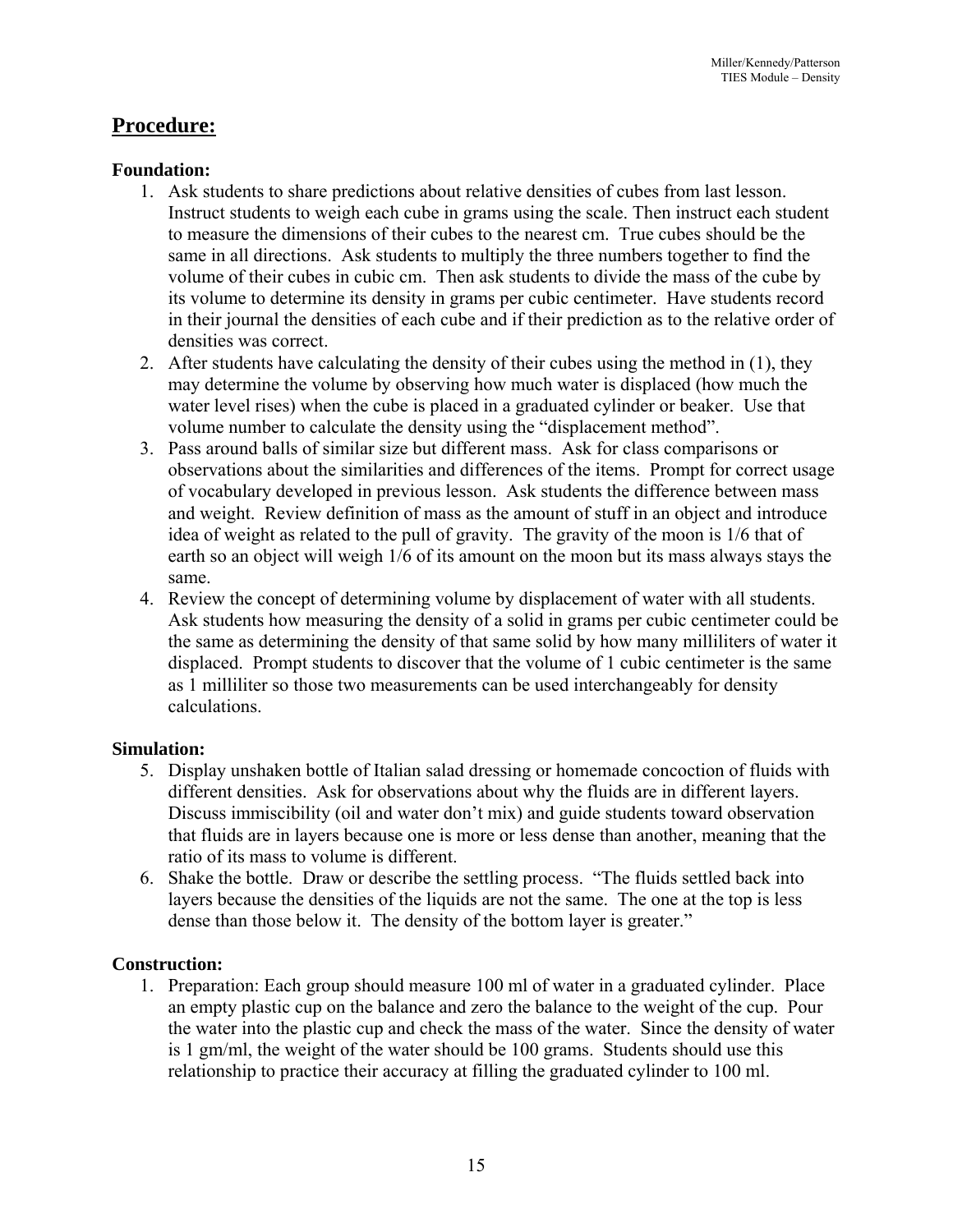## Procedure:

### Foundation:

1. Ask students to share predictions about relative densities of cubes from last lesson. Instruct students to weigh each cube in grams using the scale. Then instruct each student to measure the dimensions of their cubes to the nearest cm. True cubes should be the same in all directions. Ask students to multiply the three numbers together to find the volume of their cubes in cubic cm. Then ask students to divide the mass of the cube by its volume to determine its density in grams per cubic centimeter. Have students record in their journal the densities of each cube and if their prediction as to the relative order of densities was correct.
2. After students have calculating the density of their cubes using the method in (1), they may determine the volume by observing how much water is displaced (how much the water level rises) when the cube is placed in a graduated cylinder or beaker. Use that volume number to calculate the density using the "displacement method".
3. Pass around balls of similar size but different mass. Ask for class comparisons or observations about the similarities and differences of the items. Prompt for correct usage of vocabulary developed in previous lesson. Ask students the difference between mass and weight. Review definition of mass as the amount of stuff in an object and introduce idea of weight as related to the pull of gravity. The gravity of the moon is 1/6 that of earth so an object will weigh 1/6 of its amount on the moon but its mass always stays the same.
4. Review the concept of determining volume by displacement of water with all students. Ask students how measuring the density of a solid in grams per cubic centimeter could be the same as determining the density of that same solid by how many milliliters of water it displaced. Prompt students to discover that the volume of 1 cubic centimeter is the same as 1 milliliter so those two measurements can be used interchangeably for density calculations.

### Simulation:

5. Display unshaken bottle of Italian salad dressing or homemade concoction of fluids with different densities. Ask for observations about why the fluids are in different layers. Discuss immiscibility (oil and water don't mix) and guide students toward observation that fluids are in layers because one is more or less dense than another, meaning that the ratio of its mass to volume is different.
6. Shake the bottle. Draw or describe the settling process. "The fluids settled back into layers because the densities of the liquids are not the same. The one at the top is less dense than those below it. The density of the bottom layer is greater."

### Construction:

1. Preparation: Each group should measure 100 ml of water in a graduated cylinder. Place an empty plastic cup on the balance and zero the balance to the weight of the cup. Pour the water into the plastic cup and check the mass of the water. Since the density of water is 1 gm/ml, the weight of the water should be 100 grams. Students should use this relationship to practice their accuracy at filling the graduated cylinder to 100 ml.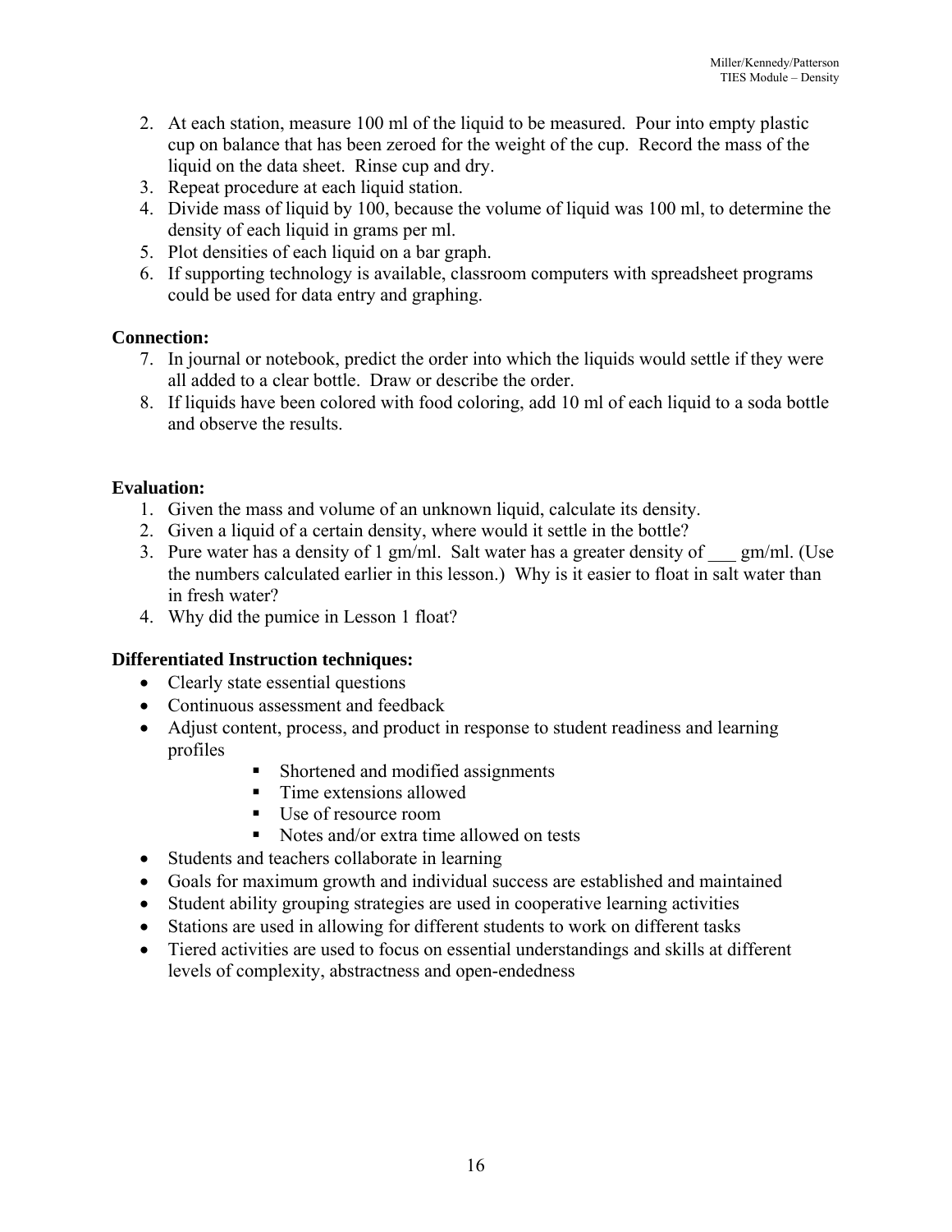2. At each station, measure 100 ml of the liquid to be measured. Pour into empty plastic cup on balance that has been zeroed for the weight of the cup. Record the mass of the liquid on the data sheet. Rinse cup and dry.
3. Repeat procedure at each liquid station.
4. Divide mass of liquid by 100, because the volume of liquid was 100 ml, to determine the density of each liquid in grams per ml.
5. Plot densities of each liquid on a bar graph.
6. If supporting technology is available, classroom computers with spreadsheet programs could be used for data entry and graphing.

**Connection:**

7. In journal or notebook, predict the order into which the liquids would settle if they were all added to a clear bottle. Draw or describe the order.
8. If liquids have been colored with food coloring, add 10 ml of each liquid to a soda bottle and observe the results.

**Evaluation:**

1. Given the mass and volume of an unknown liquid, calculate its density.
2. Given a liquid of a certain density, where would it settle in the bottle?
3. Pure water has a density of 1 gm/ml. Salt water has a greater density of ___ gm/ml. (Use the numbers calculated earlier in this lesson.) Why is it easier to float in salt water than in fresh water?
4. Why did the pumice in Lesson 1 float?

**Differentiated Instruction techniques:**

- Clearly state essential questions
- Continuous assessment and feedback
- Adjust content, process, and product in response to student readiness and learning profiles
    - Shortened and modified assignments
    - Time extensions allowed
    - Use of resource room
    - Notes and/or extra time allowed on tests
- Students and teachers collaborate in learning
- Goals for maximum growth and individual success are established and maintained
- Student ability grouping strategies are used in cooperative learning activities
- Stations are used in allowing for different students to work on different tasks
- Tiered activities are used to focus on essential understandings and skills at different levels of complexity, abstractness and open-endedness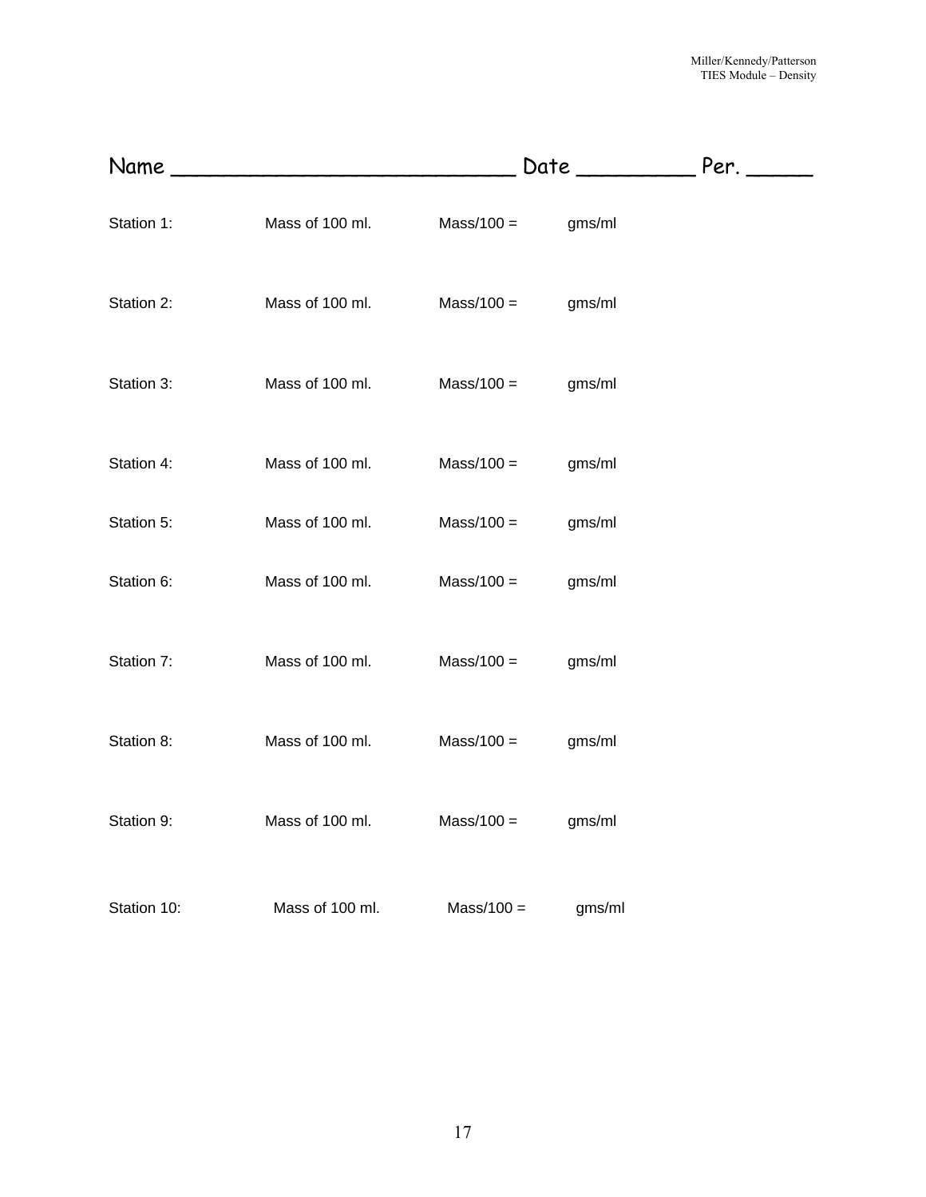Name ___________________________ Date _________ Per. _____

Station 1: Mass of 100 ml. Mass/100 = gms/ml

Station 2: Mass of 100 ml. Mass/100 = gms/ml

Station 3: Mass of 100 ml. Mass/100 = gms/ml

Station 4: Mass of 100 ml. Mass/100 = gms/ml

Station 5: Mass of 100 ml. Mass/100 = gms/ml

Station 6: Mass of 100 ml. Mass/100 = gms/ml

Station 7: Mass of 100 ml. Mass/100 = gms/ml

Station 8: Mass of 100 ml. Mass/100 = gms/ml

Station 9: Mass of 100 ml. Mass/100 = gms/ml

Station 10: Mass of 100 ml. Mass/100 = gms/ml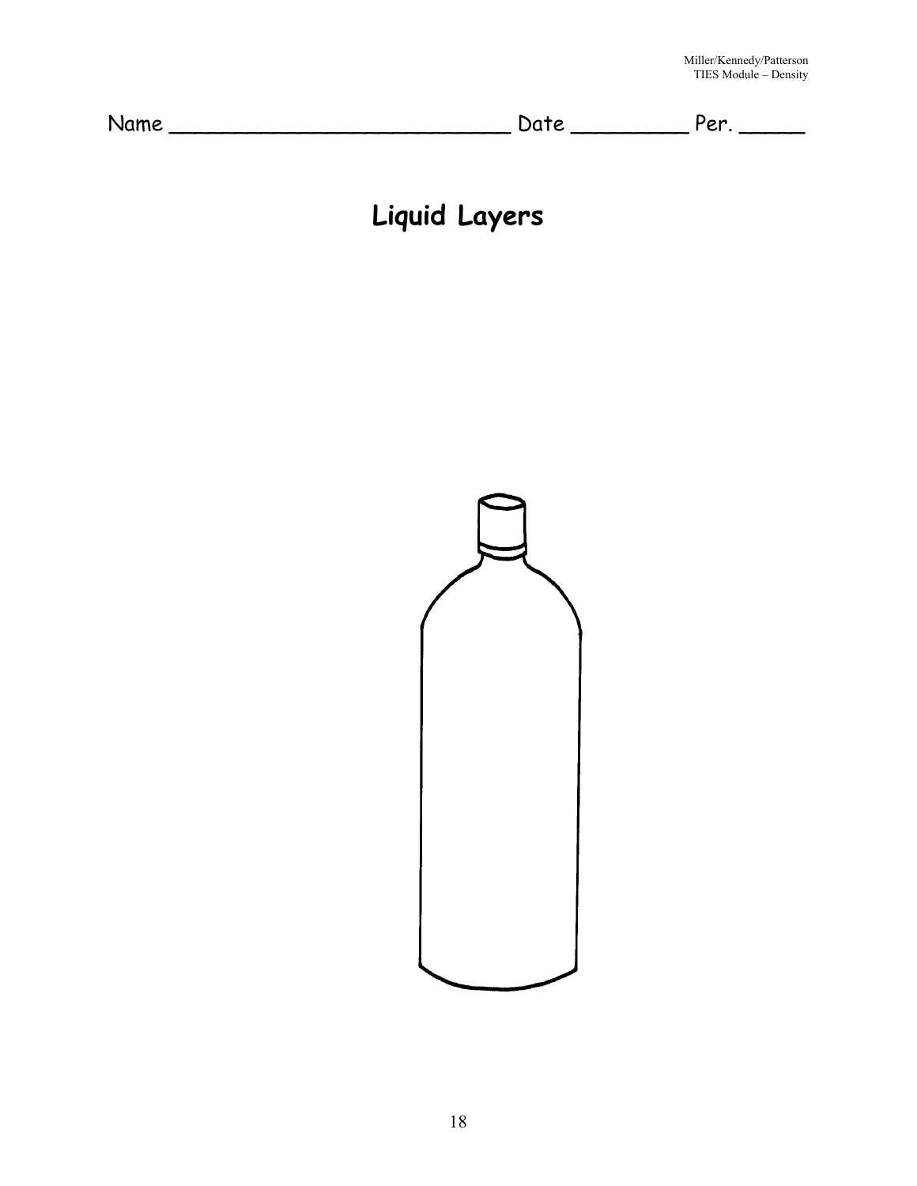Name ___________________________ Date _________ Per. _____

# Liquid Layers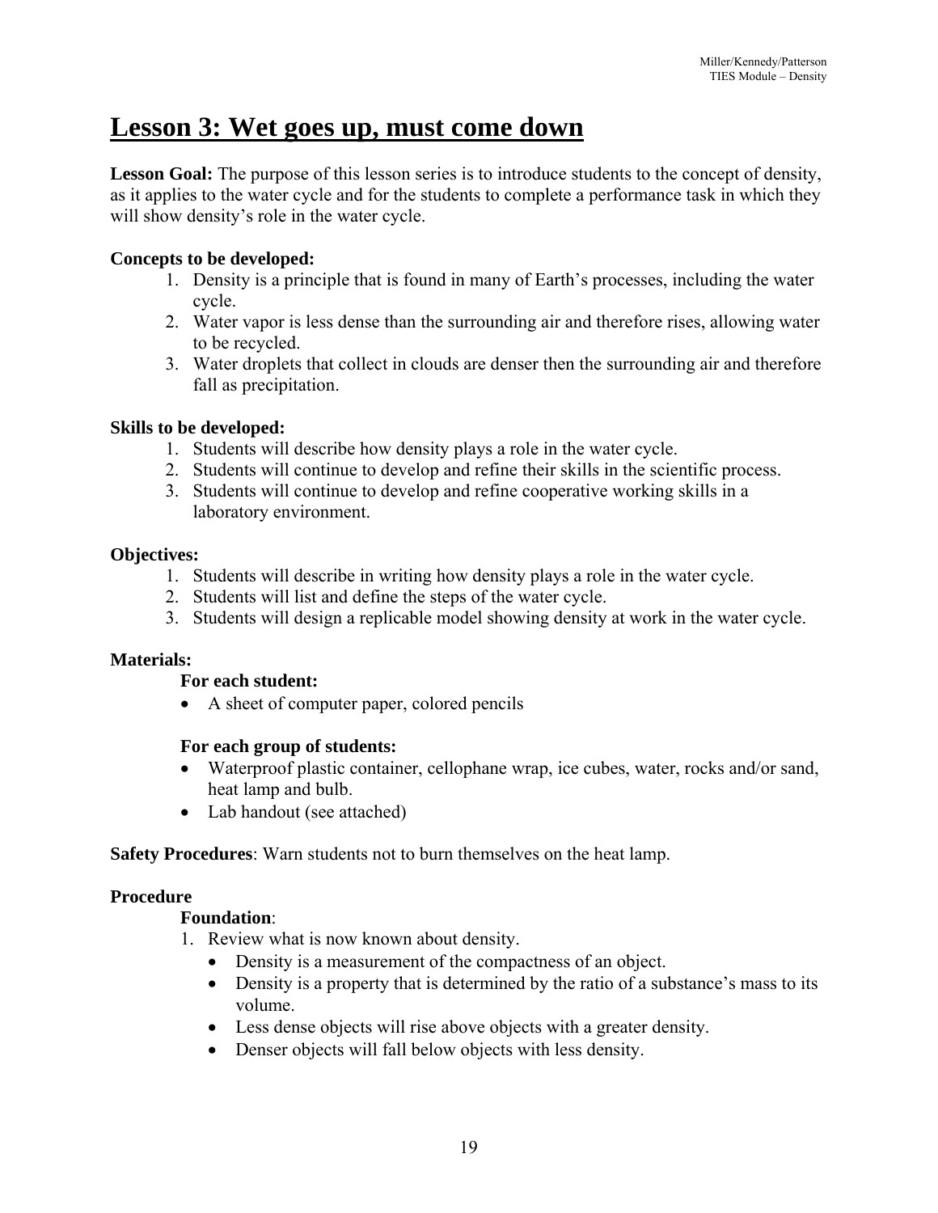# Lesson 3: Wet goes up, must come down

**Lesson Goal:** The purpose of this lesson series is to introduce students to the concept of density, as it applies to the water cycle and for the students to complete a performance task in which they will show density's role in the water cycle.

**Concepts to be developed:**

1. Density is a principle that is found in many of Earth's processes, including the water cycle.
2. Water vapor is less dense than the surrounding air and therefore rises, allowing water to be recycled.
3. Water droplets that collect in clouds are denser then the surrounding air and therefore fall as precipitation.

**Skills to be developed:**

1. Students will describe how density plays a role in the water cycle.
2. Students will continue to develop and refine their skills in the scientific process.
3. Students will continue to develop and refine cooperative working skills in a laboratory environment.

**Objectives:**

1. Students will describe in writing how density plays a role in the water cycle.
2. Students will list and define the steps of the water cycle.
3. Students will design a replicable model showing density at work in the water cycle.

**Materials:**

**For each student:**

- A sheet of computer paper, colored pencils

**For each group of students:**

- Waterproof plastic container, cellophane wrap, ice cubes, water, rocks and/or sand, heat lamp and bulb.
- Lab handout (see attached)

**Safety Procedures**: Warn students not to burn themselves on the heat lamp.

**Procedure**

**Foundation**:

1. Review what is now known about density.
   - Density is a measurement of the compactness of an object.
   - Density is a property that is determined by the ratio of a substance's mass to its volume.
   - Less dense objects will rise above objects with a greater density.
   - Denser objects will fall below objects with less density.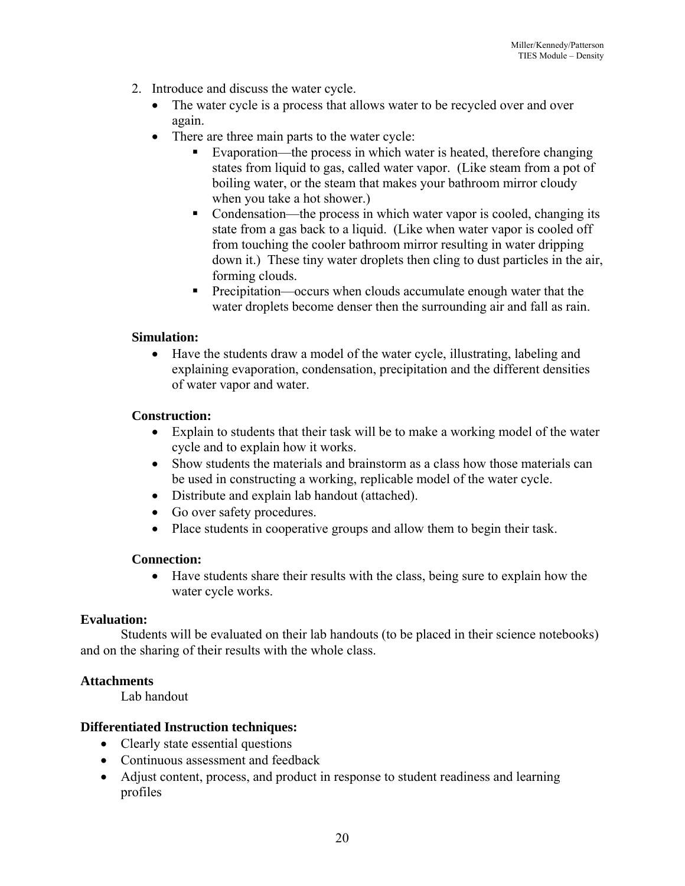2. Introduce and discuss the water cycle.
   - The water cycle is a process that allows water to be recycled over and over again.
   - There are three main parts to the water cycle:
     - Evaporation—the process in which water is heated, therefore changing states from liquid to gas, called water vapor. (Like steam from a pot of boiling water, or the steam that makes your bathroom mirror cloudy when you take a hot shower.)
     - Condensation—the process in which water vapor is cooled, changing its state from a gas back to a liquid. (Like when water vapor is cooled off from touching the cooler bathroom mirror resulting in water dripping down it.) These tiny water droplets then cling to dust particles in the air, forming clouds.
     - Precipitation—occurs when clouds accumulate enough water that the water droplets become denser then the surrounding air and fall as rain.

**Simulation:**

- Have the students draw a model of the water cycle, illustrating, labeling and explaining evaporation, condensation, precipitation and the different densities of water vapor and water.

**Construction:**

- Explain to students that their task will be to make a working model of the water cycle and to explain how it works.
- Show students the materials and brainstorm as a class how those materials can be used in constructing a working, replicable model of the water cycle.
- Distribute and explain lab handout (attached).
- Go over safety procedures.
- Place students in cooperative groups and allow them to begin their task.

**Connection:**

- Have students share their results with the class, being sure to explain how the water cycle works.

**Evaluation:**

Students will be evaluated on their lab handouts (to be placed in their science notebooks) and on the sharing of their results with the whole class.

**Attachments**

Lab handout

**Differentiated Instruction techniques:**

- Clearly state essential questions
- Continuous assessment and feedback
- Adjust content, process, and product in response to student readiness and learning profiles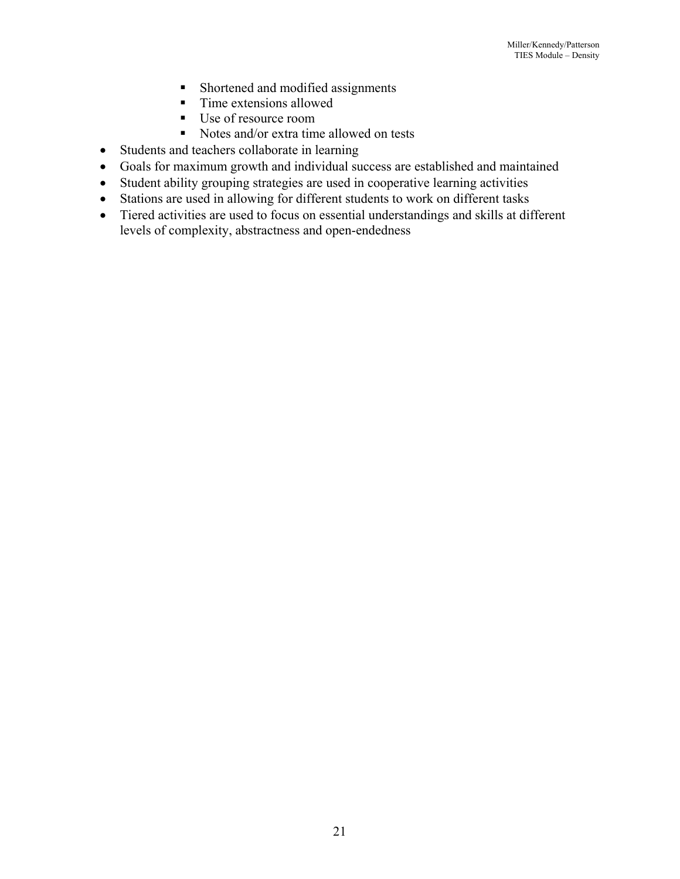- Shortened and modified assignments
    - Time extensions allowed
    - Use of resource room
    - Notes and/or extra time allowed on tests
- Students and teachers collaborate in learning
- Goals for maximum growth and individual success are established and maintained
- Student ability grouping strategies are used in cooperative learning activities
- Stations are used in allowing for different students to work on different tasks
- Tiered activities are used to focus on essential understandings and skills at different levels of complexity, abstractness and open-endedness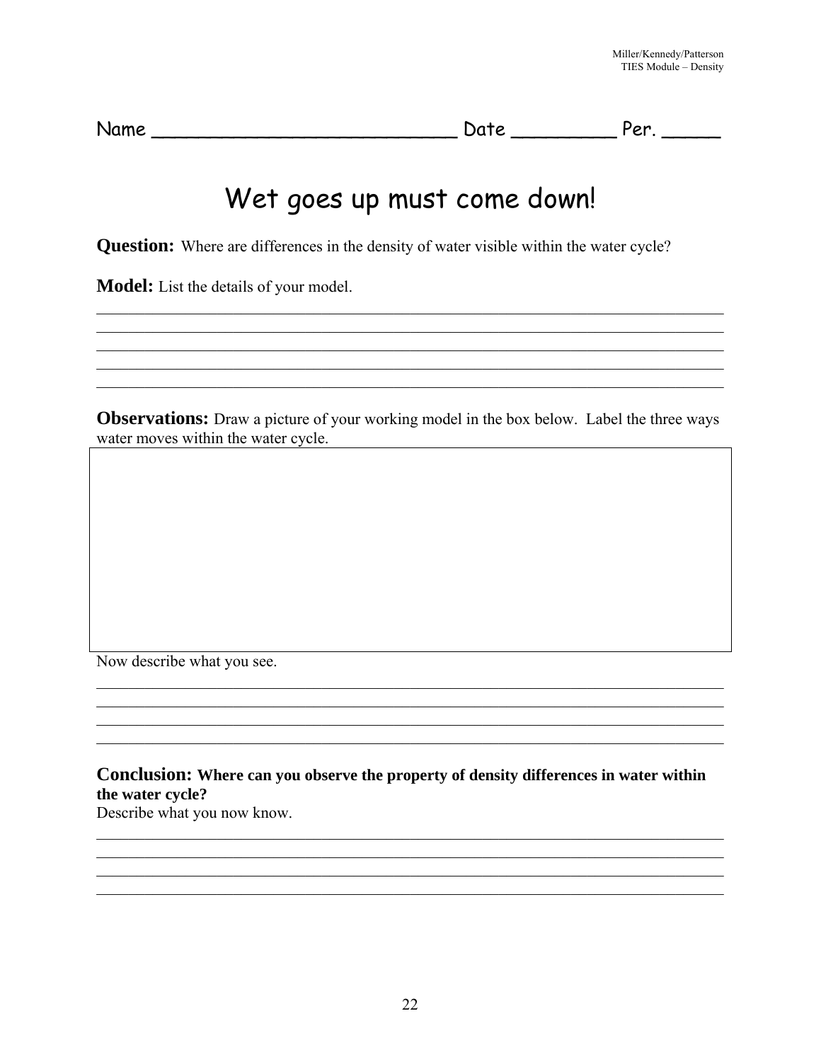Name ___________________________ Date _________ Per. _____

# Wet goes up must come down!

**Question:** Where are differences in the density of water visible within the water cycle?

**Model:** List the details of your model.

______________________________________________________________________________
______________________________________________________________________________
______________________________________________________________________________
______________________________________________________________________________
______________________________________________________________________________

**Observations:** Draw a picture of your working model in the box below. Label the three ways water moves within the water cycle.

Now describe what you see.

______________________________________________________________________________
______________________________________________________________________________
______________________________________________________________________________
______________________________________________________________________________

**Conclusion: Where can you observe the property of density differences in water within the water cycle?**

Describe what you now know.

______________________________________________________________________________
______________________________________________________________________________
______________________________________________________________________________
______________________________________________________________________________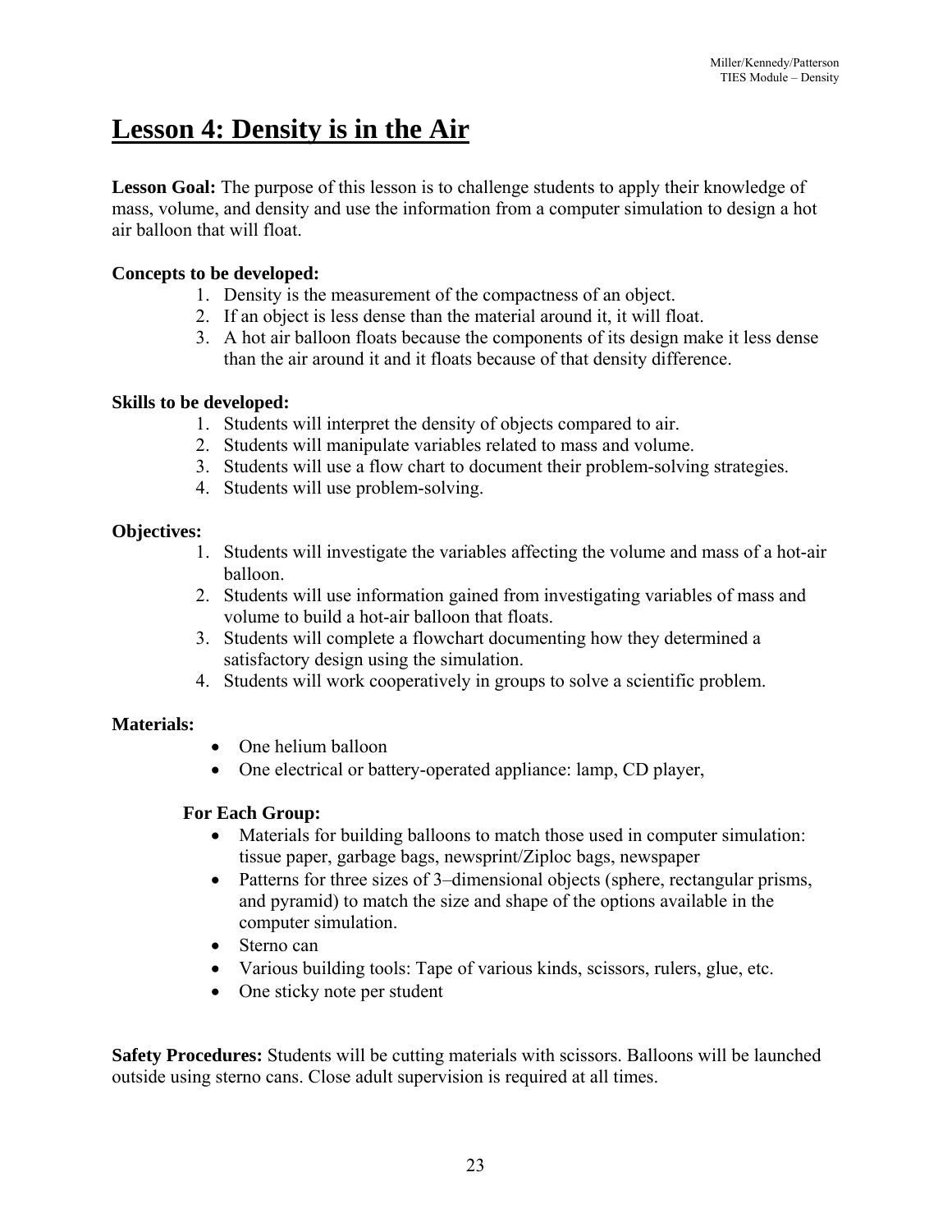# Lesson 4: Density is in the Air

**Lesson Goal:** The purpose of this lesson is to challenge students to apply their knowledge of mass, volume, and density and use the information from a computer simulation to design a hot air balloon that will float.

**Concepts to be developed:**

1. Density is the measurement of the compactness of an object.
2. If an object is less dense than the material around it, it will float.
3. A hot air balloon floats because the components of its design make it less dense than the air around it and it floats because of that density difference.

**Skills to be developed:**

1. Students will interpret the density of objects compared to air.
2. Students will manipulate variables related to mass and volume.
3. Students will use a flow chart to document their problem-solving strategies.
4. Students will use problem-solving.

**Objectives:**

1. Students will investigate the variables affecting the volume and mass of a hot-air balloon.
2. Students will use information gained from investigating variables of mass and volume to build a hot-air balloon that floats.
3. Students will complete a flowchart documenting how they determined a satisfactory design using the simulation.
4. Students will work cooperatively in groups to solve a scientific problem.

**Materials:**

- One helium balloon
- One electrical or battery-operated appliance: lamp, CD player,

**For Each Group:**

- Materials for building balloons to match those used in computer simulation: tissue paper, garbage bags, newsprint/Ziploc bags, newspaper
- Patterns for three sizes of 3–dimensional objects (sphere, rectangular prisms, and pyramid) to match the size and shape of the options available in the computer simulation.
- Sterno can
- Various building tools: Tape of various kinds, scissors, rulers, glue, etc.
- One sticky note per student

**Safety Procedures:** Students will be cutting materials with scissors. Balloons will be launched outside using sterno cans. Close adult supervision is required at all times.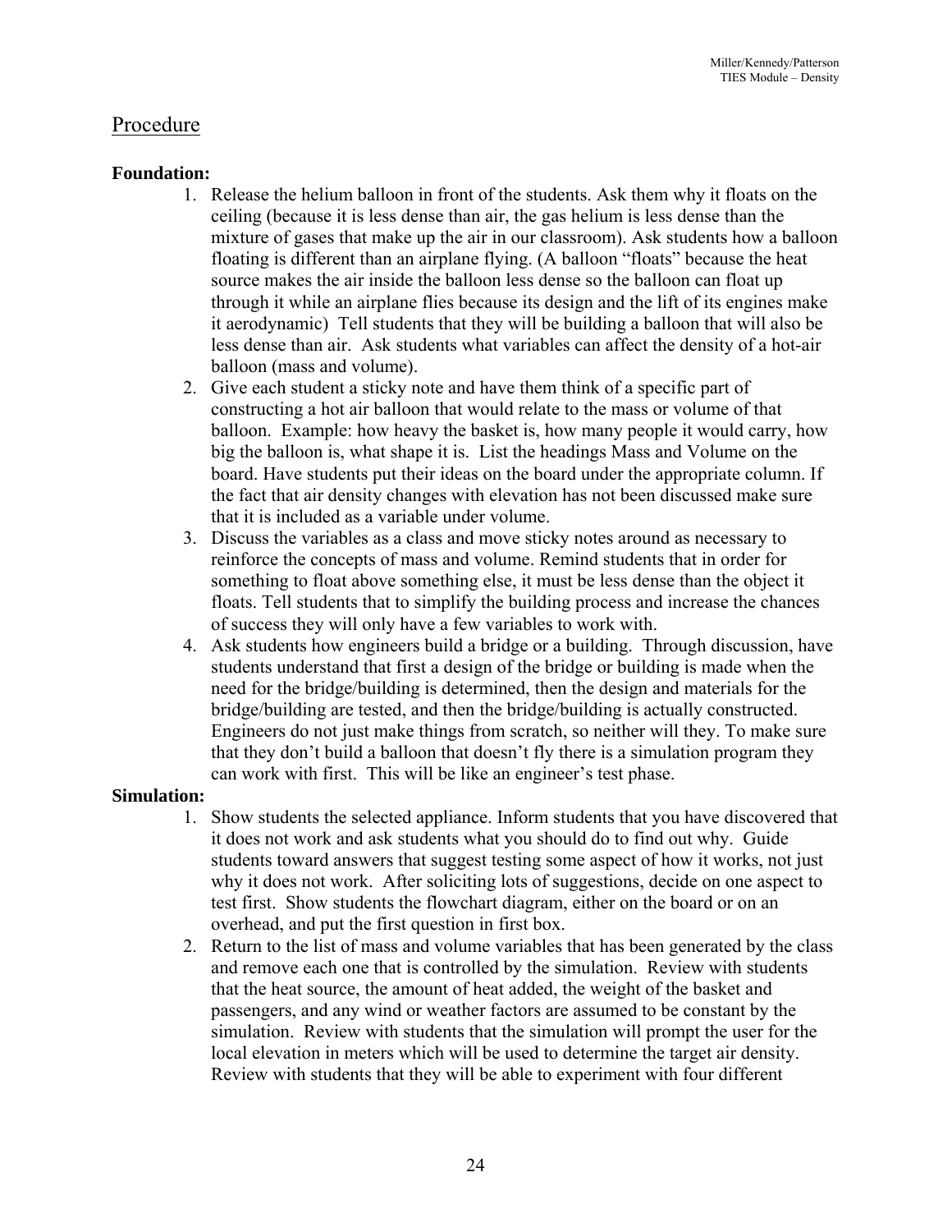## Procedure

**Foundation:**

1. Release the helium balloon in front of the students. Ask them why it floats on the ceiling (because it is less dense than air, the gas helium is less dense than the mixture of gases that make up the air in our classroom). Ask students how a balloon floating is different than an airplane flying. (A balloon "floats" because the heat source makes the air inside the balloon less dense so the balloon can float up through it while an airplane flies because its design and the lift of its engines make it aerodynamic) Tell students that they will be building a balloon that will also be less dense than air. Ask students what variables can affect the density of a hot-air balloon (mass and volume).
2. Give each student a sticky note and have them think of a specific part of constructing a hot air balloon that would relate to the mass or volume of that balloon. Example: how heavy the basket is, how many people it would carry, how big the balloon is, what shape it is. List the headings Mass and Volume on the board. Have students put their ideas on the board under the appropriate column. If the fact that air density changes with elevation has not been discussed make sure that it is included as a variable under volume.
3. Discuss the variables as a class and move sticky notes around as necessary to reinforce the concepts of mass and volume. Remind students that in order for something to float above something else, it must be less dense than the object it floats. Tell students that to simplify the building process and increase the chances of success they will only have a few variables to work with.
4. Ask students how engineers build a bridge or a building. Through discussion, have students understand that first a design of the bridge or building is made when the need for the bridge/building is determined, then the design and materials for the bridge/building are tested, and then the bridge/building is actually constructed. Engineers do not just make things from scratch, so neither will they. To make sure that they don't build a balloon that doesn't fly there is a simulation program they can work with first. This will be like an engineer's test phase.

**Simulation:**

1. Show students the selected appliance. Inform students that you have discovered that it does not work and ask students what you should do to find out why. Guide students toward answers that suggest testing some aspect of how it works, not just why it does not work. After soliciting lots of suggestions, decide on one aspect to test first. Show students the flowchart diagram, either on the board or on an overhead, and put the first question in first box.
2. Return to the list of mass and volume variables that has been generated by the class and remove each one that is controlled by the simulation. Review with students that the heat source, the amount of heat added, the weight of the basket and passengers, and any wind or weather factors are assumed to be constant by the simulation. Review with students that the simulation will prompt the user for the local elevation in meters which will be used to determine the target air density. Review with students that they will be able to experiment with four different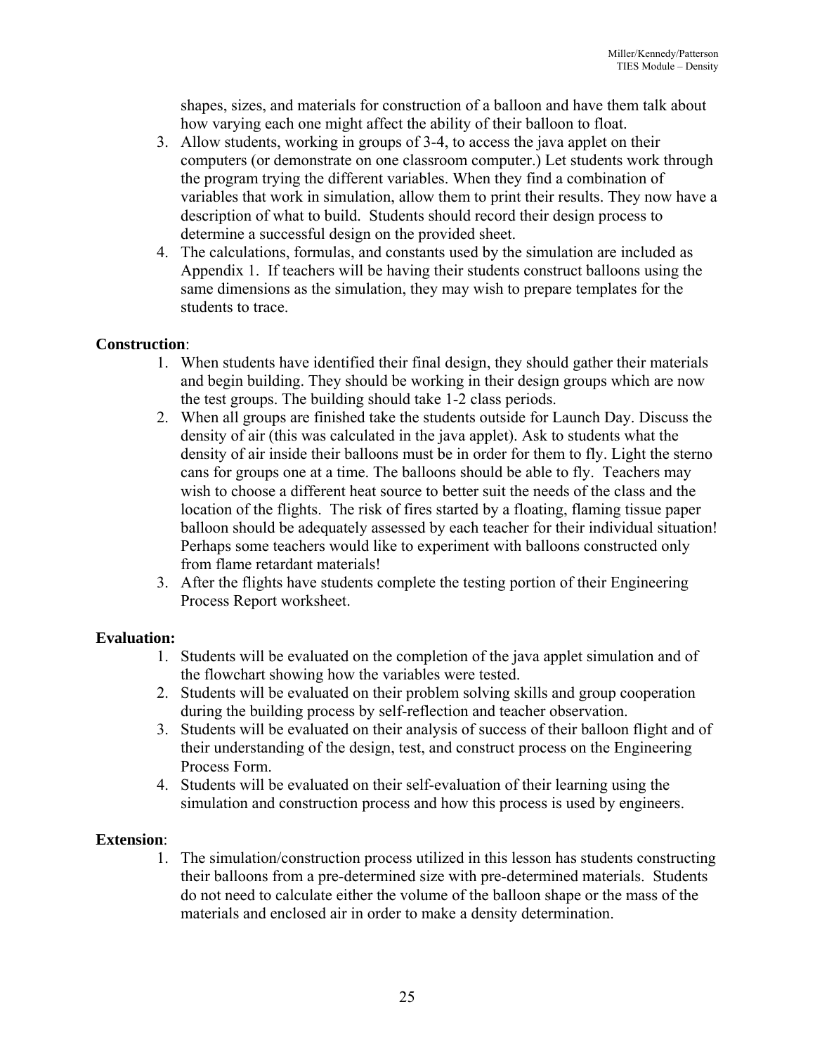shapes, sizes, and materials for construction of a balloon and have them talk about how varying each one might affect the ability of their balloon to float.

3. Allow students, working in groups of 3-4, to access the java applet on their computers (or demonstrate on one classroom computer.) Let students work through the program trying the different variables. When they find a combination of variables that work in simulation, allow them to print their results. They now have a description of what to build. Students should record their design process to determine a successful design on the provided sheet.
4. The calculations, formulas, and constants used by the simulation are included as Appendix 1. If teachers will be having their students construct balloons using the same dimensions as the simulation, they may wish to prepare templates for the students to trace.

**Construction**:

1. When students have identified their final design, they should gather their materials and begin building. They should be working in their design groups which are now the test groups. The building should take 1-2 class periods.
2. When all groups are finished take the students outside for Launch Day. Discuss the density of air (this was calculated in the java applet). Ask to students what the density of air inside their balloons must be in order for them to fly. Light the sterno cans for groups one at a time. The balloons should be able to fly. Teachers may wish to choose a different heat source to better suit the needs of the class and the location of the flights. The risk of fires started by a floating, flaming tissue paper balloon should be adequately assessed by each teacher for their individual situation! Perhaps some teachers would like to experiment with balloons constructed only from flame retardant materials!
3. After the flights have students complete the testing portion of their Engineering Process Report worksheet.

**Evaluation:**

1. Students will be evaluated on the completion of the java applet simulation and of the flowchart showing how the variables were tested.
2. Students will be evaluated on their problem solving skills and group cooperation during the building process by self-reflection and teacher observation.
3. Students will be evaluated on their analysis of success of their balloon flight and of their understanding of the design, test, and construct process on the Engineering Process Form.
4. Students will be evaluated on their self-evaluation of their learning using the simulation and construction process and how this process is used by engineers.

**Extension**:

1. The simulation/construction process utilized in this lesson has students constructing their balloons from a pre-determined size with pre-determined materials. Students do not need to calculate either the volume of the balloon shape or the mass of the materials and enclosed air in order to make a density determination.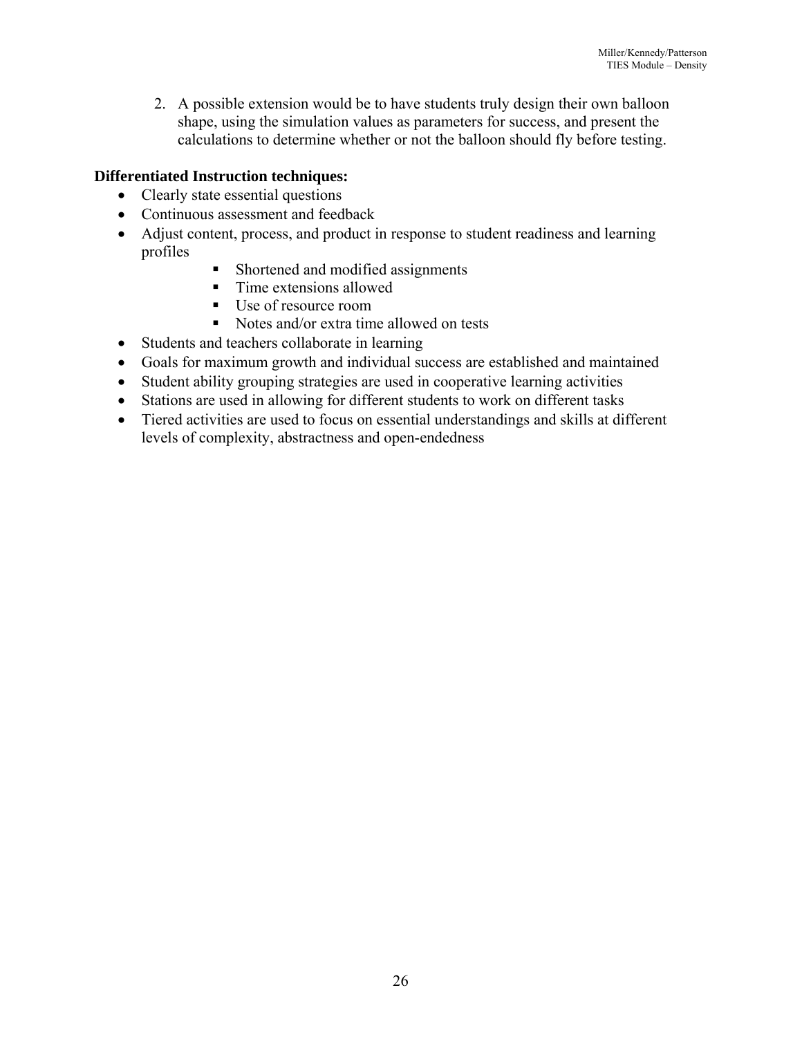2. A possible extension would be to have students truly design their own balloon shape, using the simulation values as parameters for success, and present the calculations to determine whether or not the balloon should fly before testing.

**Differentiated Instruction techniques:**

- Clearly state essential questions
- Continuous assessment and feedback
- Adjust content, process, and product in response to student readiness and learning profiles
    - Shortened and modified assignments
    - Time extensions allowed
    - Use of resource room
    - Notes and/or extra time allowed on tests
- Students and teachers collaborate in learning
- Goals for maximum growth and individual success are established and maintained
- Student ability grouping strategies are used in cooperative learning activities
- Stations are used in allowing for different students to work on different tasks
- Tiered activities are used to focus on essential understandings and skills at different levels of complexity, abstractness and open-endedness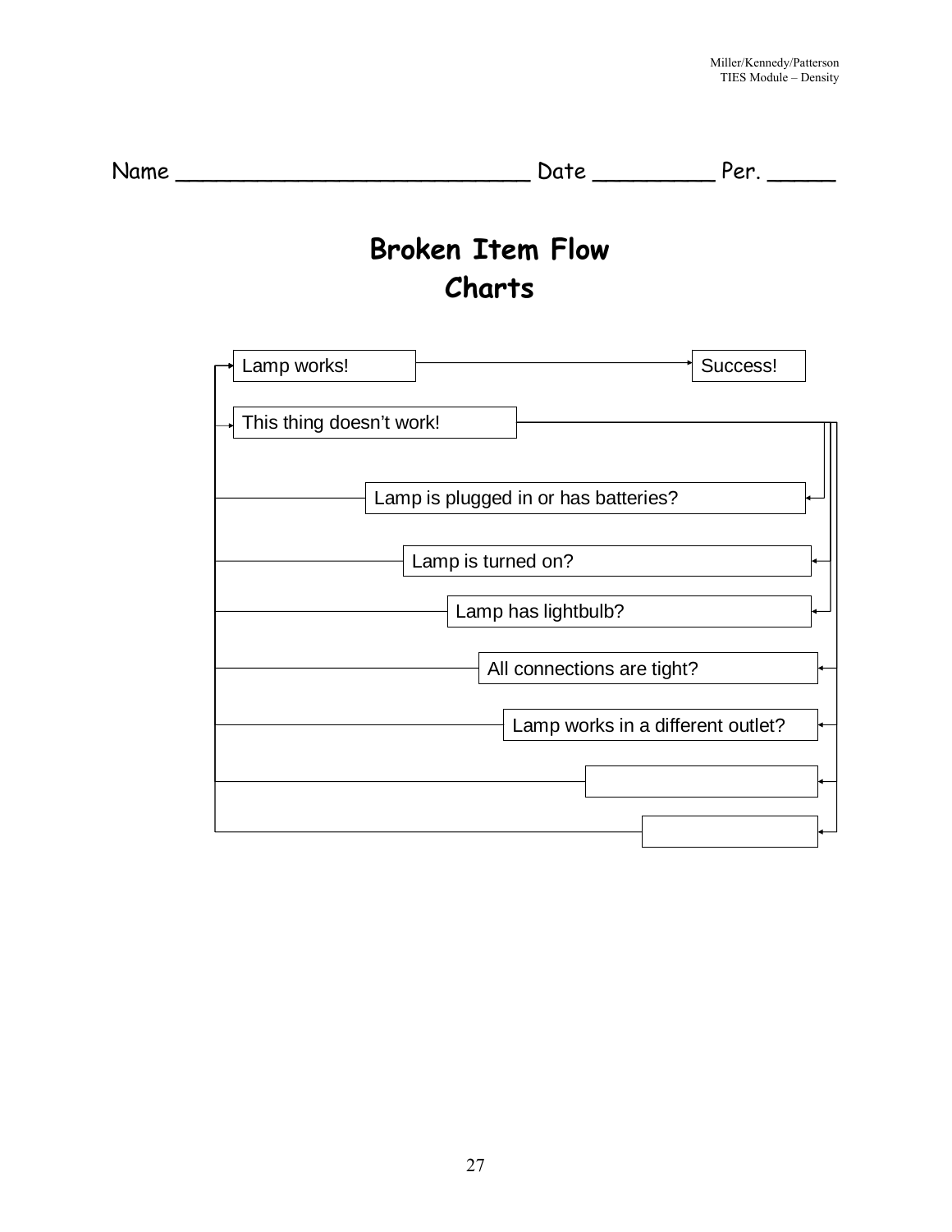Name ___________________________ Date _________ Per. _____

# Broken Item Flow Charts

- Lamp works! → Success!
- This thing doesn't work!
- Lamp is plugged in or has batteries?
- Lamp is turned on?
- Lamp has lightbulb?
- All connections are tight?
- Lamp works in a different outlet?
- ____________________
- ____________________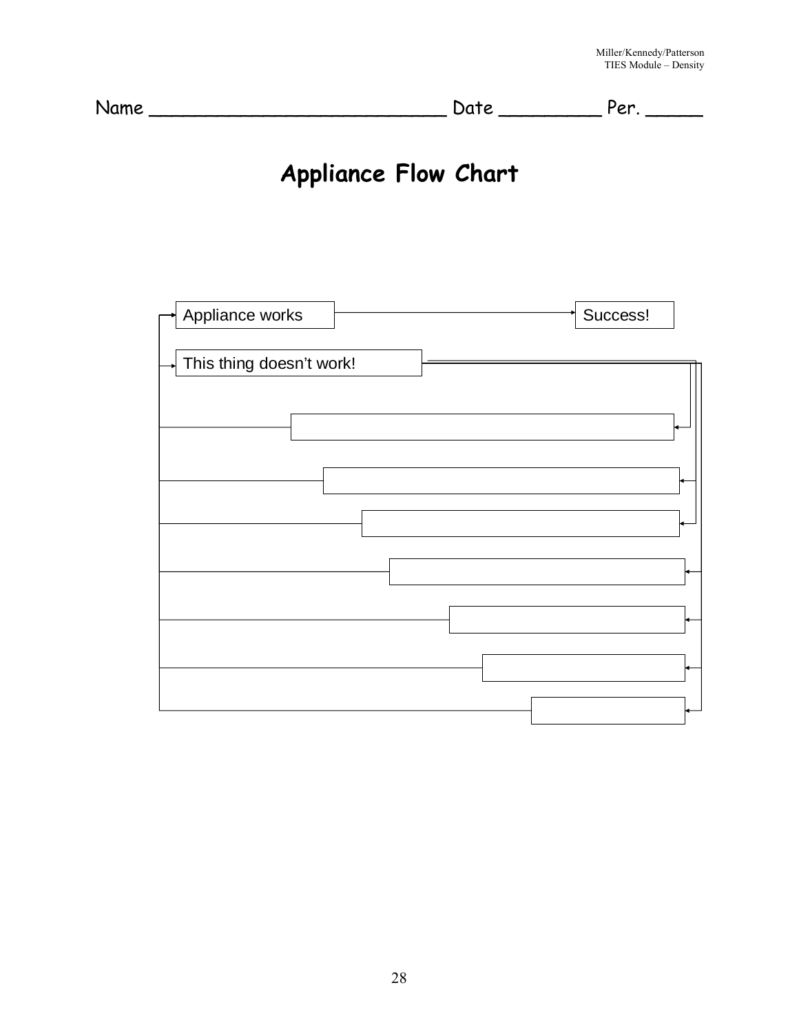Name ___________________________ Date _________ Per. _____

# Appliance Flow Chart

Appliance works → Success!

This thing doesn't work!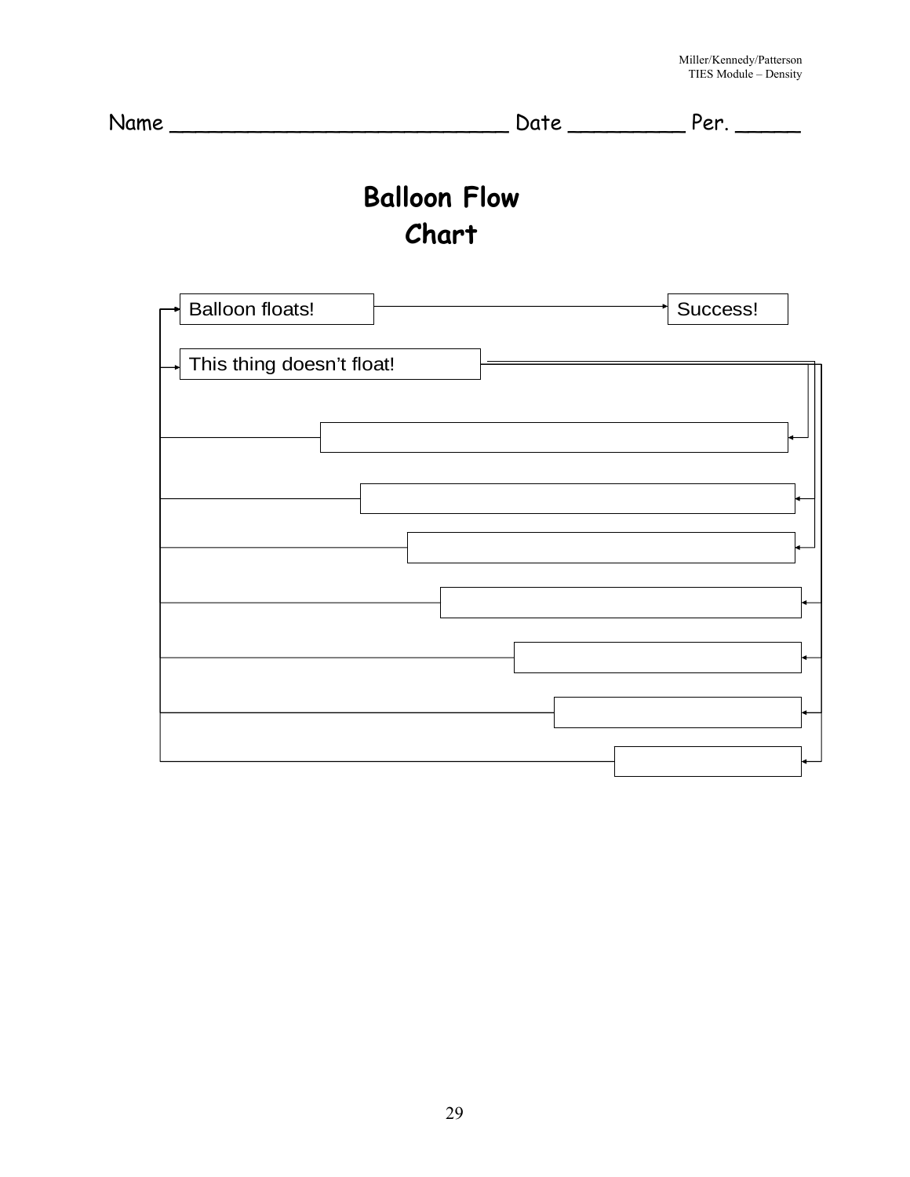Name ___________________________ Date _________ Per. _____

# Balloon Flow Chart

Balloon floats! → Success!

This thing doesn't float!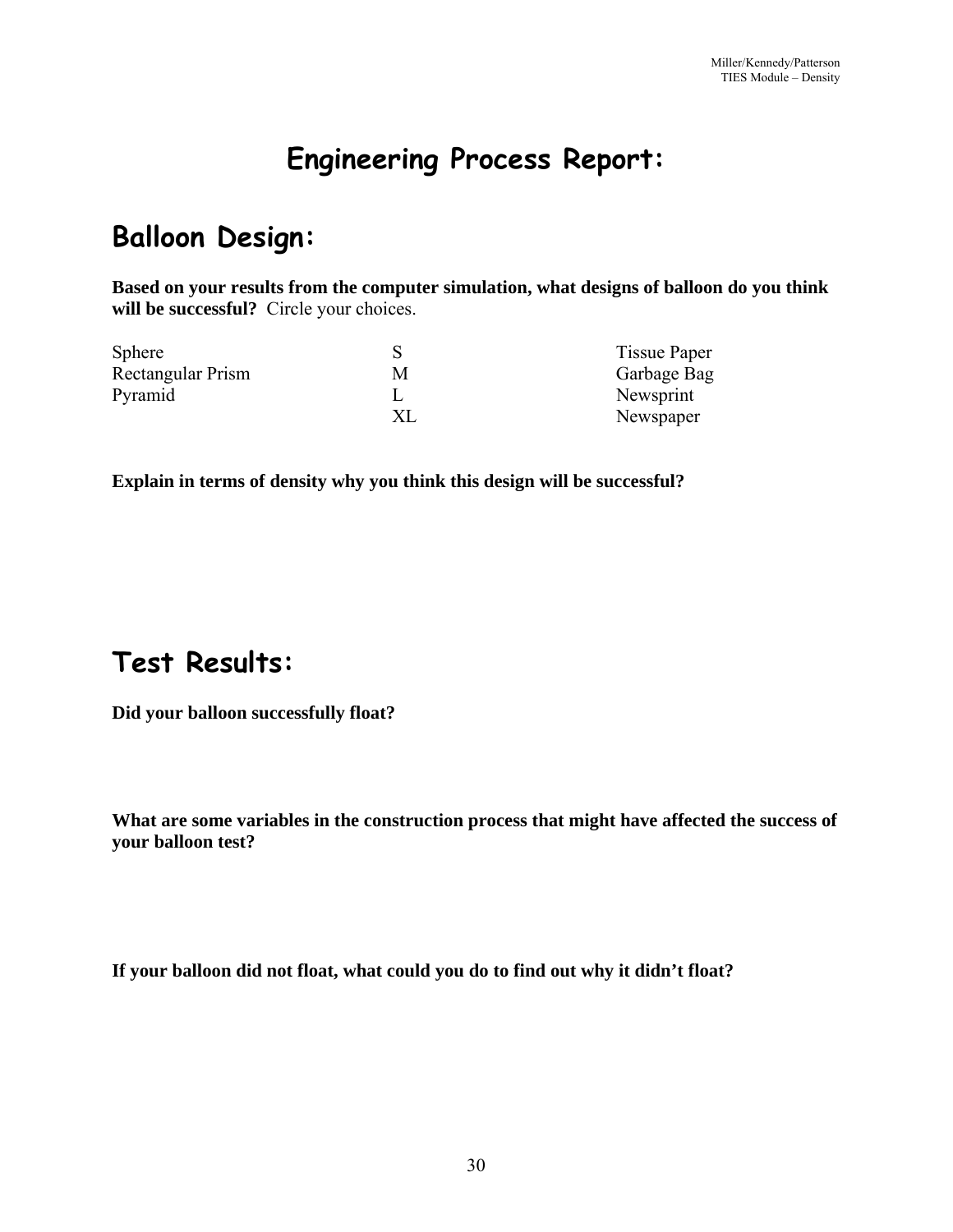# Engineering Process Report:

## Balloon Design:

**Based on your results from the computer simulation, what designs of balloon do you think will be successful?** Circle your choices.

| | | |
|---|---|---|
| Sphere | S | Tissue Paper |
| Rectangular Prism | M | Garbage Bag |
| Pyramid | L | Newsprint |
| | XL | Newspaper |

**Explain in terms of density why you think this design will be successful?**

## Test Results:

**Did your balloon successfully float?**

**What are some variables in the construction process that might have affected the success of your balloon test?**

**If your balloon did not float, what could you do to find out why it didn't float?**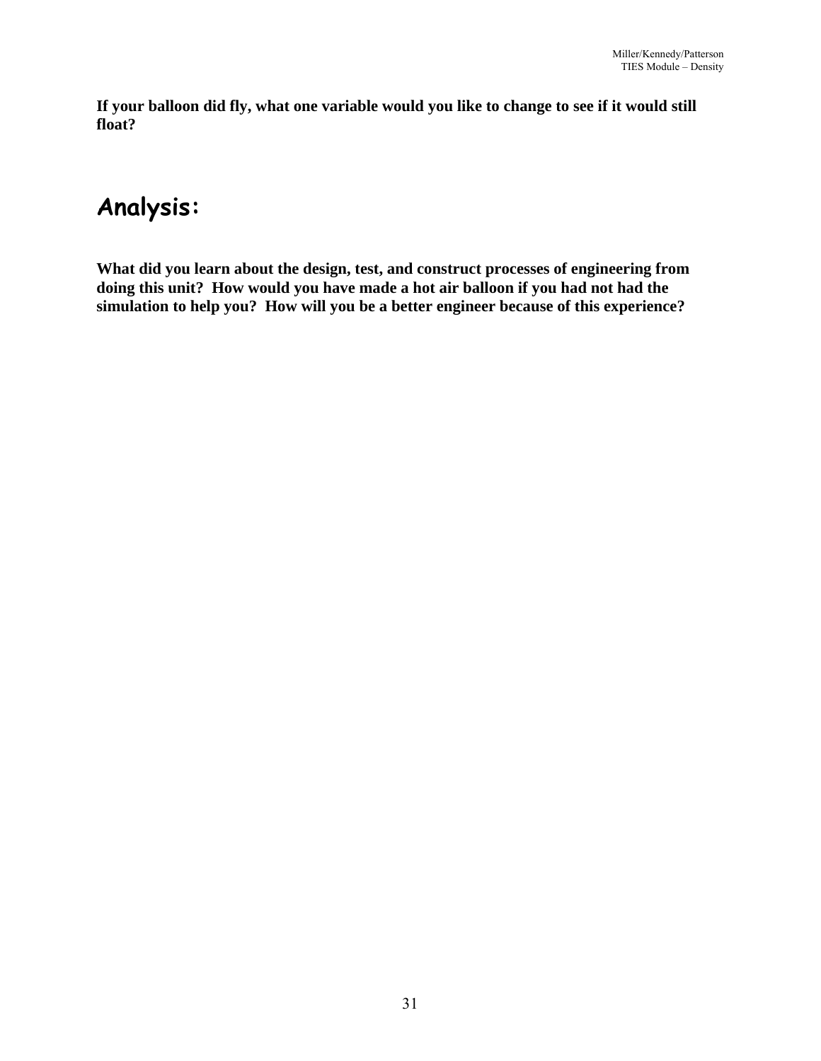**If your balloon did fly, what one variable would you like to change to see if it would still float?**

## Analysis:

**What did you learn about the design, test, and construct processes of engineering from doing this unit? How would you have made a hot air balloon if you had not had the simulation to help you? How will you be a better engineer because of this experience?**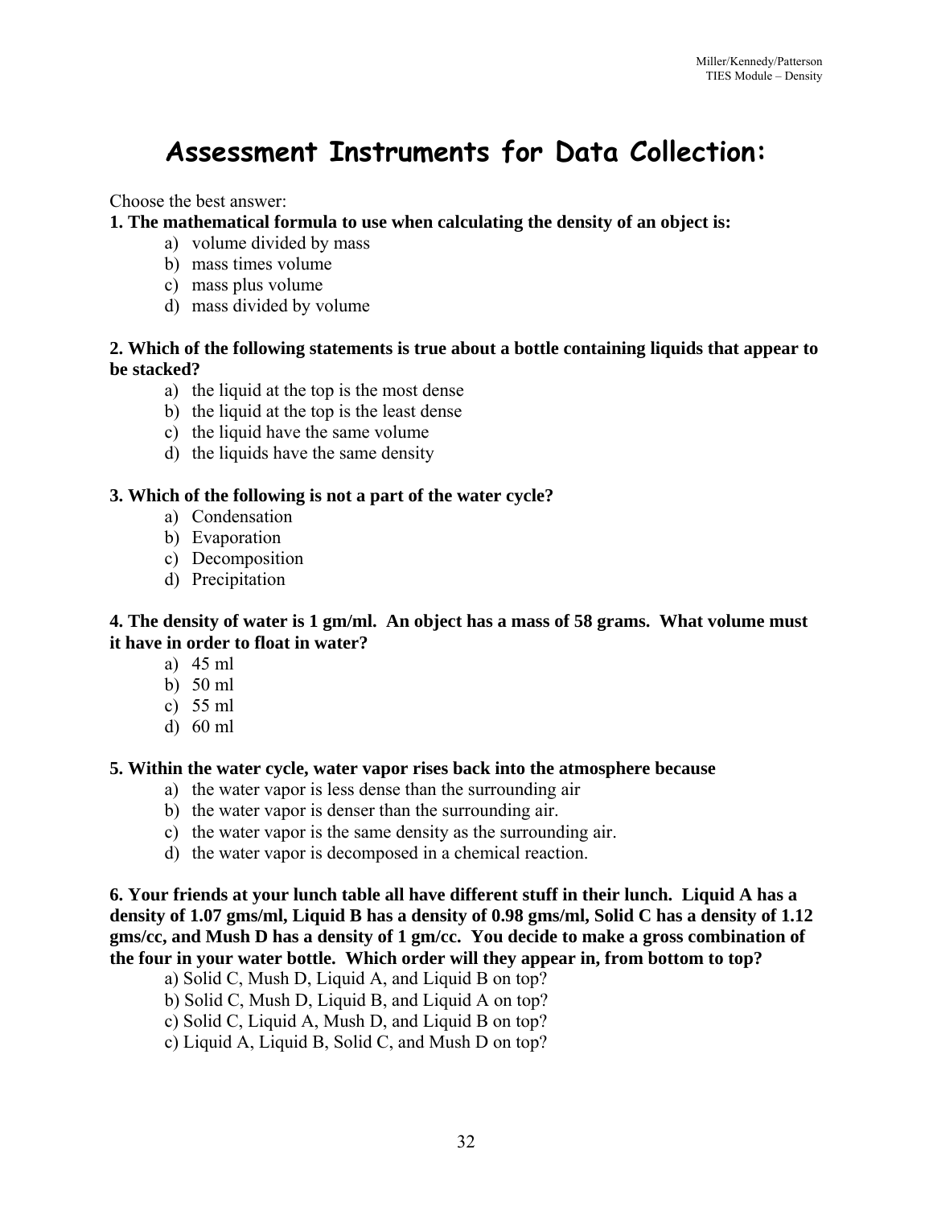# Assessment Instruments for Data Collection:

Choose the best answer:

**1. The mathematical formula to use when calculating the density of an object is:**

a) volume divided by mass
b) mass times volume
c) mass plus volume
d) mass divided by volume

**2. Which of the following statements is true about a bottle containing liquids that appear to be stacked?**

a) the liquid at the top is the most dense
b) the liquid at the top is the least dense
c) the liquid have the same volume
d) the liquids have the same density

**3. Which of the following is not a part of the water cycle?**

a) Condensation
b) Evaporation
c) Decomposition
d) Precipitation

**4. The density of water is 1 gm/ml. An object has a mass of 58 grams. What volume must it have in order to float in water?**

a) 45 ml
b) 50 ml
c) 55 ml
d) 60 ml

**5. Within the water cycle, water vapor rises back into the atmosphere because**

a) the water vapor is less dense than the surrounding air
b) the water vapor is denser than the surrounding air.
c) the water vapor is the same density as the surrounding air.
d) the water vapor is decomposed in a chemical reaction.

**6. Your friends at your lunch table all have different stuff in their lunch. Liquid A has a density of 1.07 gms/ml, Liquid B has a density of 0.98 gms/ml, Solid C has a density of 1.12 gms/cc, and Mush D has a density of 1 gm/cc. You decide to make a gross combination of the four in your water bottle. Which order will they appear in, from bottom to top?**

a) Solid C, Mush D, Liquid A, and Liquid B on top?
b) Solid C, Mush D, Liquid B, and Liquid A on top?
c) Solid C, Liquid A, Mush D, and Liquid B on top?
c) Liquid A, Liquid B, Solid C, and Mush D on top?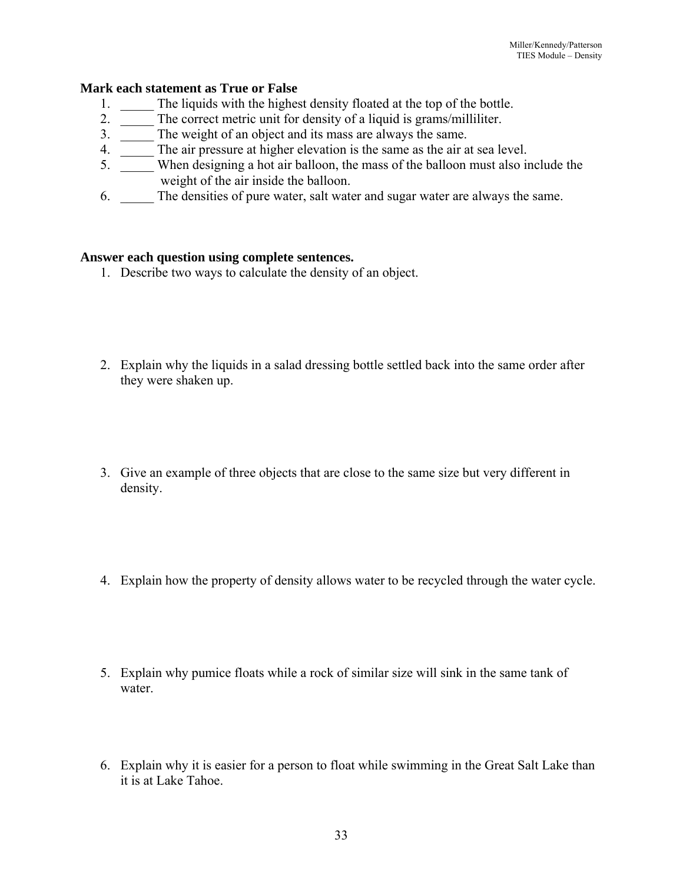**Mark each statement as True or False**

1. _____ The liquids with the highest density floated at the top of the bottle.
2. _____ The correct metric unit for density of a liquid is grams/milliliter.
3. _____ The weight of an object and its mass are always the same.
4. _____ The air pressure at higher elevation is the same as the air at sea level.
5. _____ When designing a hot air balloon, the mass of the balloon must also include the weight of the air inside the balloon.
6. _____ The densities of pure water, salt water and sugar water are always the same.

**Answer each question using complete sentences.**

1. Describe two ways to calculate the density of an object.

2. Explain why the liquids in a salad dressing bottle settled back into the same order after they were shaken up.

3. Give an example of three objects that are close to the same size but very different in density.

4. Explain how the property of density allows water to be recycled through the water cycle.

5. Explain why pumice floats while a rock of similar size will sink in the same tank of water.

6. Explain why it is easier for a person to float while swimming in the Great Salt Lake than it is at Lake Tahoe.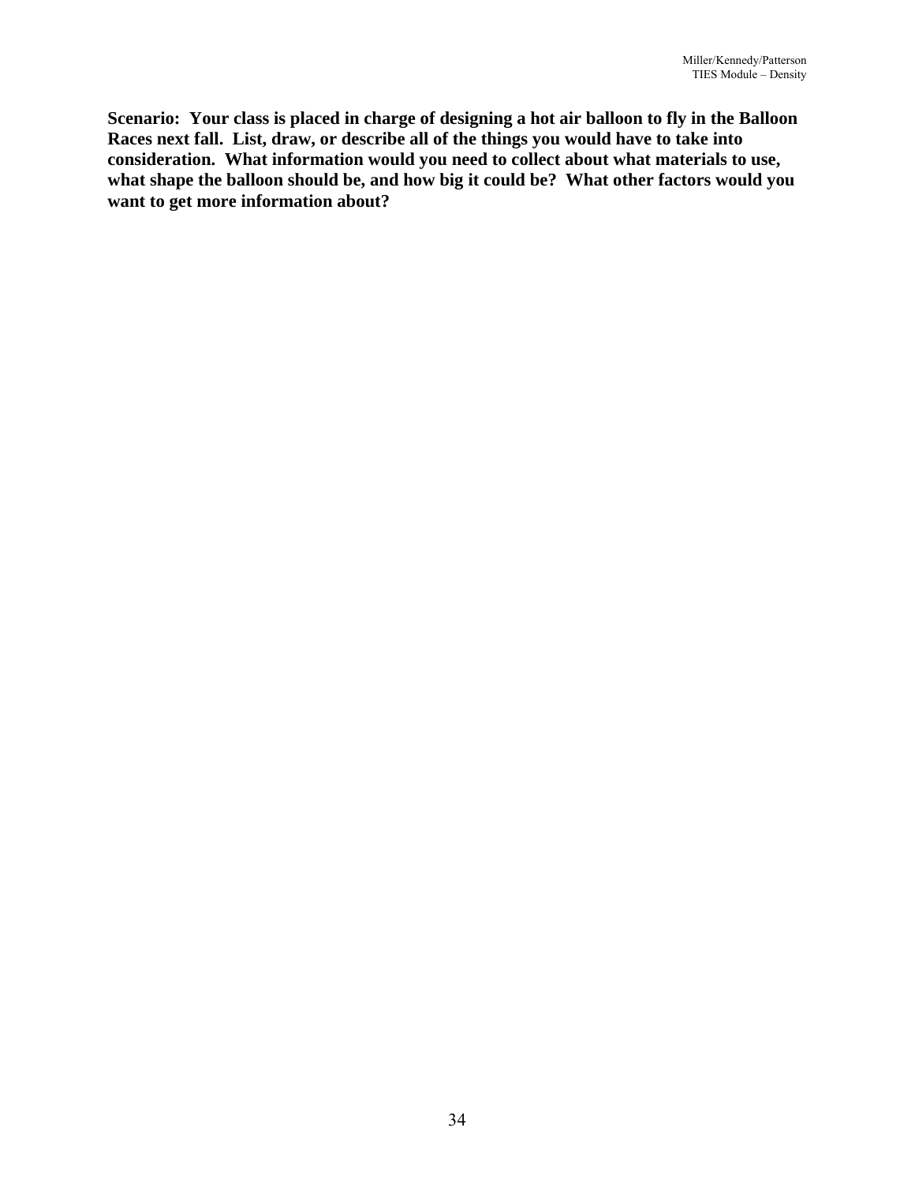**Scenario: Your class is placed in charge of designing a hot air balloon to fly in the Balloon Races next fall. List, draw, or describe all of the things you would have to take into consideration. What information would you need to collect about what materials to use, what shape the balloon should be, and how big it could be? What other factors would you want to get more information about?**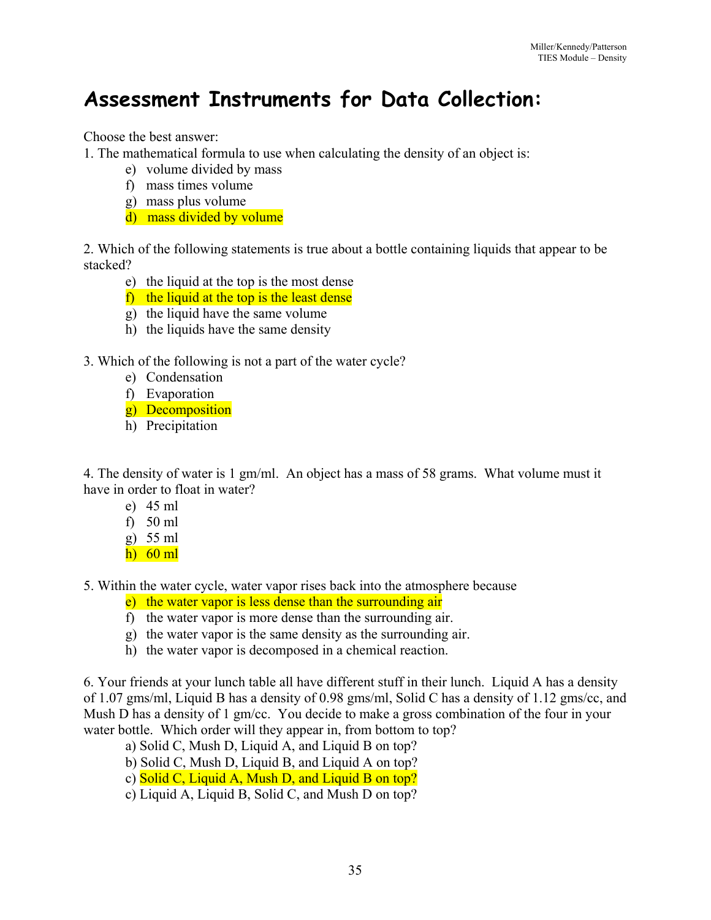# Assessment Instruments for Data Collection:

Choose the best answer:

1. The mathematical formula to use when calculating the density of an object is:
   e) volume divided by mass
   f) mass times volume
   g) mass plus volume
   d) mass divided by volume

2. Which of the following statements is true about a bottle containing liquids that appear to be stacked?
   e) the liquid at the top is the most dense
   f) the liquid at the top is the least dense
   g) the liquid have the same volume
   h) the liquids have the same density

3. Which of the following is not a part of the water cycle?
   e) Condensation
   f) Evaporation
   g) Decomposition
   h) Precipitation

4. The density of water is 1 gm/ml. An object has a mass of 58 grams. What volume must it have in order to float in water?
   e) 45 ml
   f) 50 ml
   g) 55 ml
   h) 60 ml

5. Within the water cycle, water vapor rises back into the atmosphere because
   e) the water vapor is less dense than the surrounding air
   f) the water vapor is more dense than the surrounding air.
   g) the water vapor is the same density as the surrounding air.
   h) the water vapor is decomposed in a chemical reaction.

6. Your friends at your lunch table all have different stuff in their lunch. Liquid A has a density of 1.07 gms/ml, Liquid B has a density of 0.98 gms/ml, Solid C has a density of 1.12 gms/cc, and Mush D has a density of 1 gm/cc. You decide to make a gross combination of the four in your water bottle. Which order will they appear in, from bottom to top?
   a) Solid C, Mush D, Liquid A, and Liquid B on top?
   b) Solid C, Mush D, Liquid B, and Liquid A on top?
   c) Solid C, Liquid A, Mush D, and Liquid B on top?
   c) Liquid A, Liquid B, Solid C, and Mush D on top?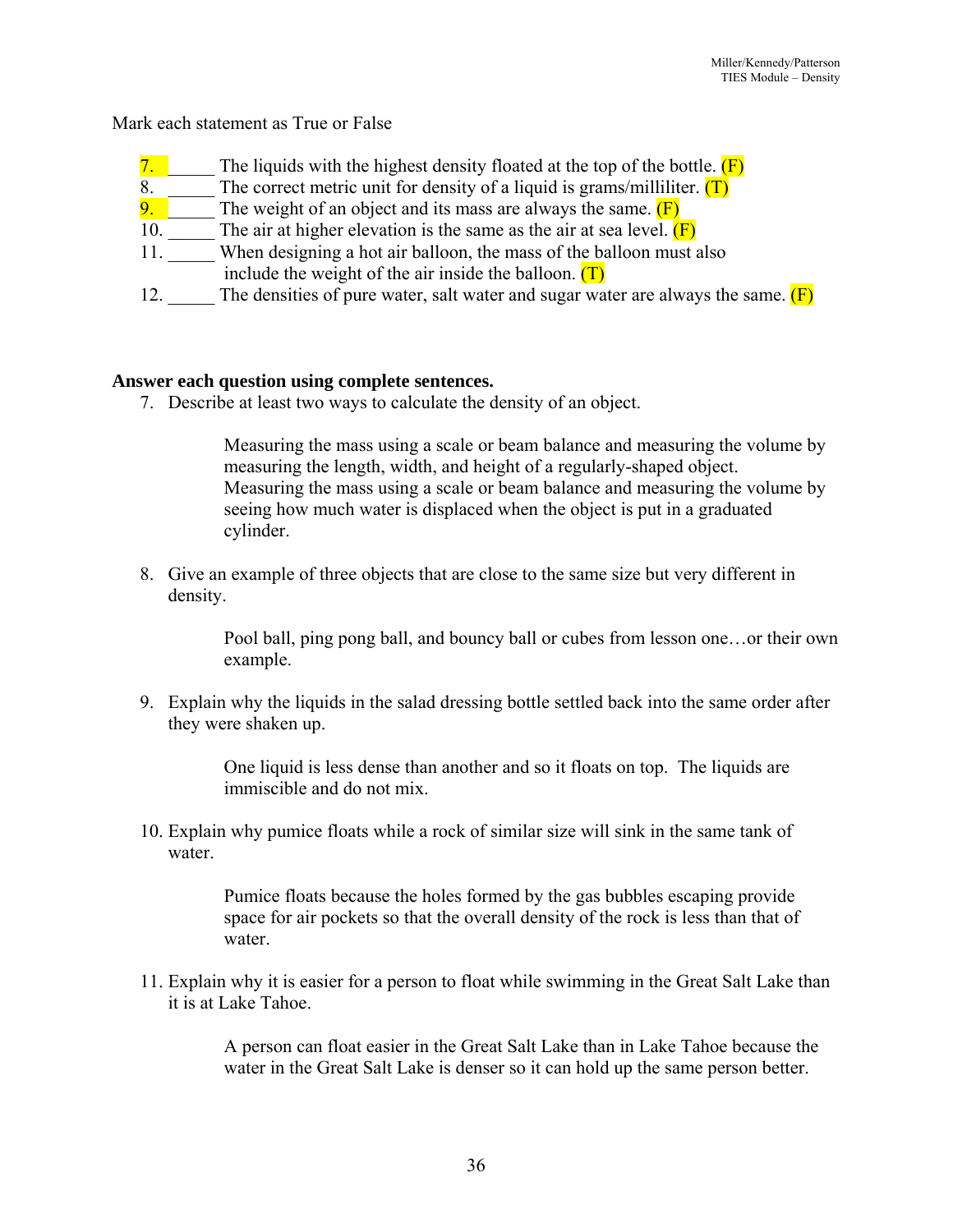Mark each statement as True or False

7. _____ The liquids with the highest density floated at the top of the bottle. (F)
8. _____ The correct metric unit for density of a liquid is grams/milliliter. (T)
9. _____ The weight of an object and its mass are always the same. (F)
10. _____ The air at higher elevation is the same as the air at sea level. (F)
11. _____ When designing a hot air balloon, the mass of the balloon must also include the weight of the air inside the balloon. (T)
12. _____ The densities of pure water, salt water and sugar water are always the same. (F)

**Answer each question using complete sentences.**

7. Describe at least two ways to calculate the density of an object.

   Measuring the mass using a scale or beam balance and measuring the volume by measuring the length, width, and height of a regularly-shaped object. Measuring the mass using a scale or beam balance and measuring the volume by seeing how much water is displaced when the object is put in a graduated cylinder.

8. Give an example of three objects that are close to the same size but very different in density.

   Pool ball, ping pong ball, and bouncy ball or cubes from lesson one…or their own example.

9. Explain why the liquids in the salad dressing bottle settled back into the same order after they were shaken up.

   One liquid is less dense than another and so it floats on top. The liquids are immiscible and do not mix.

10. Explain why pumice floats while a rock of similar size will sink in the same tank of water.

    Pumice floats because the holes formed by the gas bubbles escaping provide space for air pockets so that the overall density of the rock is less than that of water.

11. Explain why it is easier for a person to float while swimming in the Great Salt Lake than it is at Lake Tahoe.

    A person can float easier in the Great Salt Lake than in Lake Tahoe because the water in the Great Salt Lake is denser so it can hold up the same person better.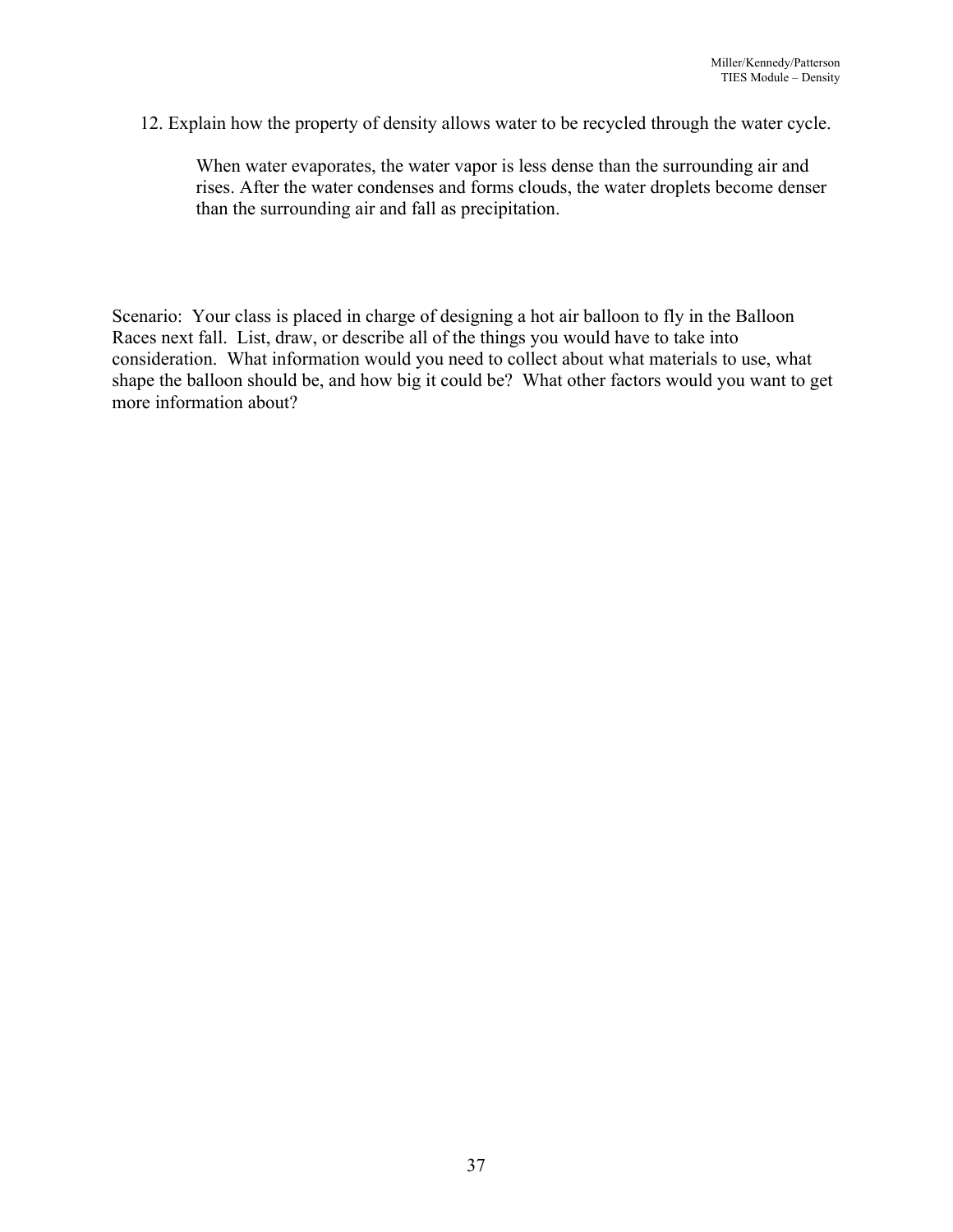12. Explain how the property of density allows water to be recycled through the water cycle.

    When water evaporates, the water vapor is less dense than the surrounding air and rises. After the water condenses and forms clouds, the water droplets become denser than the surrounding air and fall as precipitation.

Scenario: Your class is placed in charge of designing a hot air balloon to fly in the Balloon Races next fall. List, draw, or describe all of the things you would have to take into consideration. What information would you need to collect about what materials to use, what shape the balloon should be, and how big it could be? What other factors would you want to get more information about?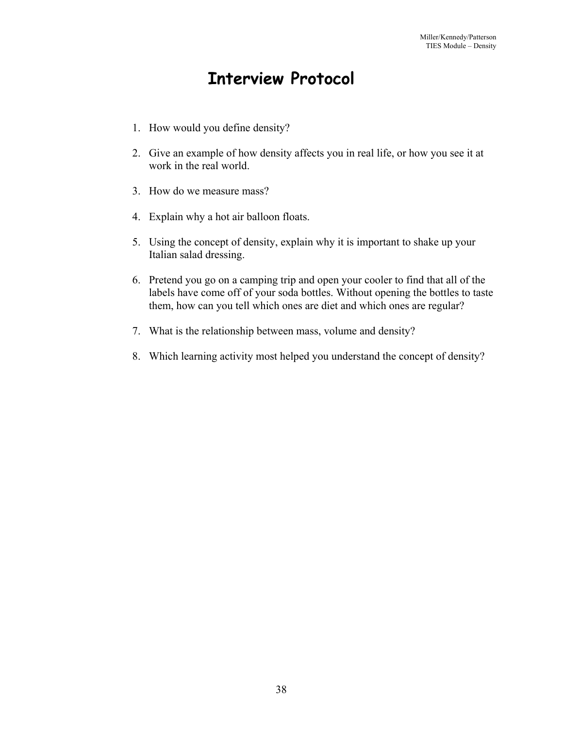# Interview Protocol

1. How would you define density?

2. Give an example of how density affects you in real life, or how you see it at work in the real world.

3. How do we measure mass?

4. Explain why a hot air balloon floats.

5. Using the concept of density, explain why it is important to shake up your Italian salad dressing.

6. Pretend you go on a camping trip and open your cooler to find that all of the labels have come off of your soda bottles. Without opening the bottles to taste them, how can you tell which ones are diet and which ones are regular?

7. What is the relationship between mass, volume and density?

8. Which learning activity most helped you understand the concept of density?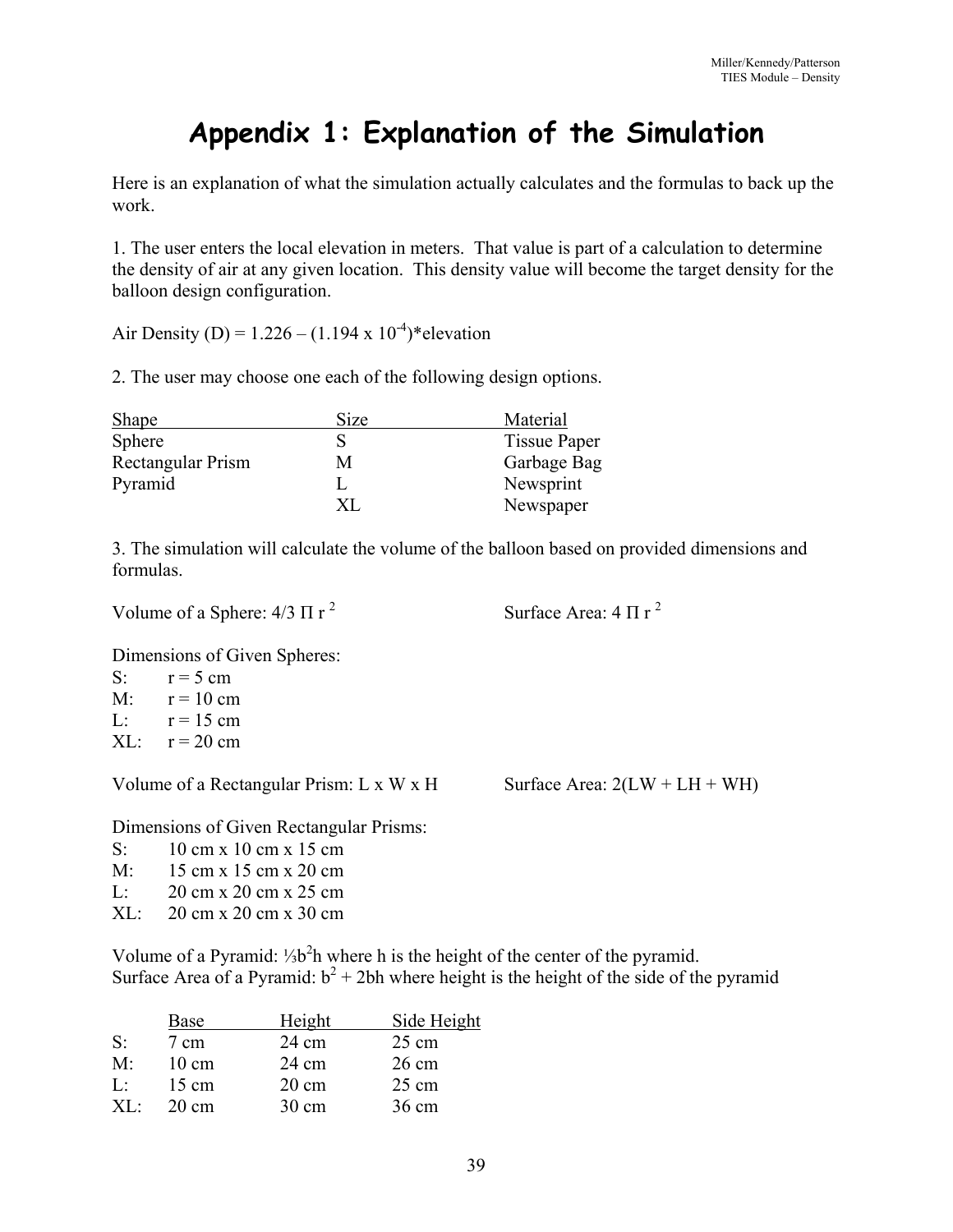# Appendix 1: Explanation of the Simulation

Here is an explanation of what the simulation actually calculates and the formulas to back up the work.

1. The user enters the local elevation in meters. That value is part of a calculation to determine the density of air at any given location. This density value will become the target density for the balloon design configuration.

Air Density (D) = $1.226 - (1.194 \times 10^{-4})$*elevation

2. The user may choose one each of the following design options.

| Shape | Size | Material |
|---|---|---|
| Sphere | S | Tissue Paper |
| Rectangular Prism | M | Garbage Bag |
| Pyramid | L | Newsprint |
| | XL | Newspaper |

3. The simulation will calculate the volume of the balloon based on provided dimensions and formulas.

Volume of a Sphere: $4/3\ \Pi\ r^2$ Surface Area: $4\ \Pi\ r^2$

Dimensions of Given Spheres:

- S: r = 5 cm
- M: r = 10 cm
- L: r = 15 cm
- XL: r = 20 cm

Volume of a Rectangular Prism: L x W x H Surface Area: 2(LW + LH + WH)

Dimensions of Given Rectangular Prisms:

- S: 10 cm x 10 cm x 15 cm
- M: 15 cm x 15 cm x 20 cm
- L: 20 cm x 20 cm x 25 cm
- XL: 20 cm x 20 cm x 30 cm

Volume of a Pyramid: $\frac{1}{3}b^2h$ where h is the height of the center of the pyramid.
Surface Area of a Pyramid: $b^2 + 2bh$ where height is the height of the side of the pyramid

| | Base | Height | Side Height |
|---|---|---|---|
| S: | 7 cm | 24 cm | 25 cm |
| M: | 10 cm | 24 cm | 26 cm |
| L: | 15 cm | 20 cm | 25 cm |
| XL: | 20 cm | 30 cm | 36 cm |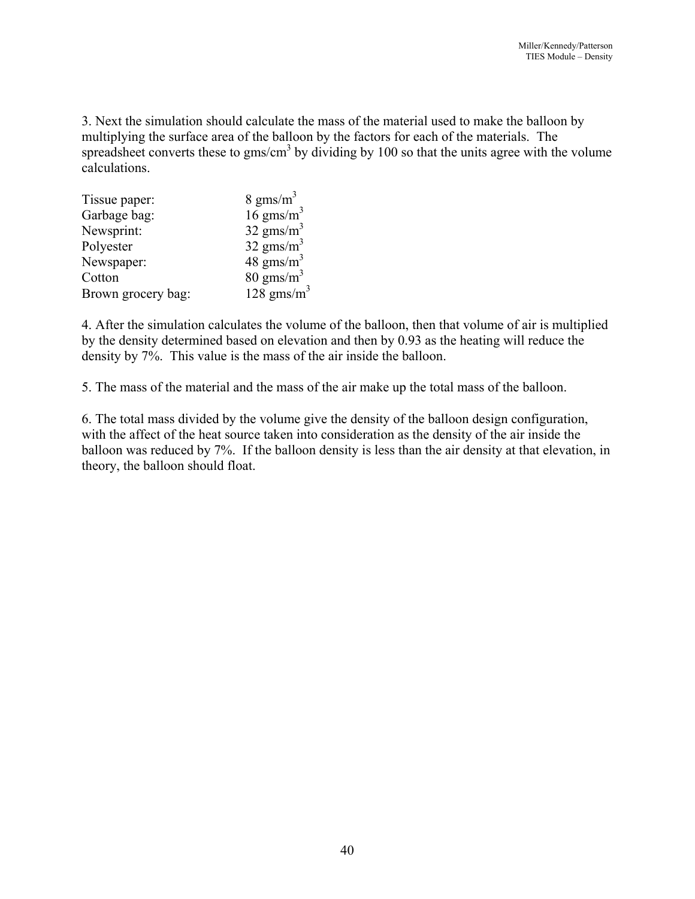3. Next the simulation should calculate the mass of the material used to make the balloon by multiplying the surface area of the balloon by the factors for each of the materials. The spreadsheet converts these to gms/cm$^3$ by dividing by 100 so that the units agree with the volume calculations.

| | |
|---|---|
| Tissue paper: | 8 gms/m$^3$ |
| Garbage bag: | 16 gms/m$^3$ |
| Newsprint: | 32 gms/m$^3$ |
| Polyester | 32 gms/m$^3$ |
| Newspaper: | 48 gms/m$^3$ |
| Cotton | 80 gms/m$^3$ |
| Brown grocery bag: | 128 gms/m$^3$ |

4. After the simulation calculates the volume of the balloon, then that volume of air is multiplied by the density determined based on elevation and then by 0.93 as the heating will reduce the density by 7%. This value is the mass of the air inside the balloon.

5. The mass of the material and the mass of the air make up the total mass of the balloon.

6. The total mass divided by the volume give the density of the balloon design configuration, with the affect of the heat source taken into consideration as the density of the air inside the balloon was reduced by 7%. If the balloon density is less than the air density at that elevation, in theory, the balloon should float.